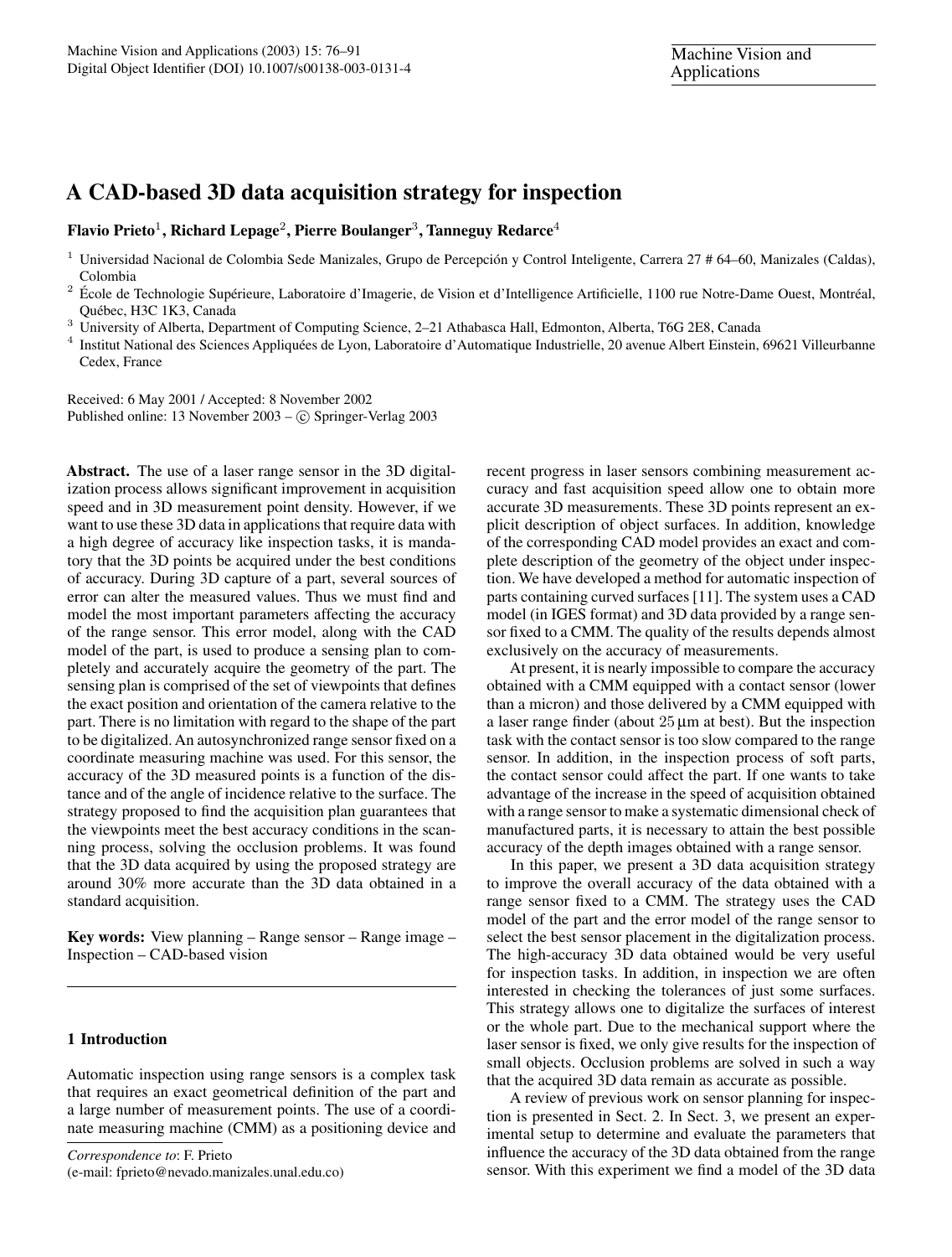# A CAD-based 3D data acquisition strategy for inspection

**Flavio Prieto**[1], **Richard Lepage**[2], **Pierre Boulanger**[3], **Tanneguy Redarce**[4]

[1] Universidad Nacional de Colombia Sede Manizales, Grupo de Percepción y Control Inteligente, Carrera 27 # 64–60, Manizales (Caldas), Colombia

[2] École de Technologie Supérieure, Laboratoire d'Imagerie, de Vision et d'Intelligence Artificielle, 1100 rue Notre-Dame Ouest, Montréal, Québec, H3C 1K3, Canada

[3] University of Alberta, Department of Computing Science, 2–21 Athabasca Hall, Edmonton, Alberta, T6G 2E8, Canada

[4] Institut National des Sciences Appliquées de Lyon, Laboratoire d'Automatique Industrielle, 20 avenue Albert Einstein, 69621 Villeurbanne Cedex, France

Received: 6 May 2001 / Accepted: 8 November 2002
Published online: 13 November 2003 – © Springer-Verlag 2003

**Abstract.** The use of a laser range sensor in the 3D digitalization process allows significant improvement in acquisition speed and in 3D measurement point density. However, if we want to use these 3D data in applications that require data with a high degree of accuracy like inspection tasks, it is mandatory that the 3D points be acquired under the best conditions of accuracy. During 3D capture of a part, several sources of error can alter the measured values. Thus we must find and model the most important parameters affecting the accuracy of the range sensor. This error model, along with the CAD model of the part, is used to produce a sensing plan to completely and accurately acquire the geometry of the part. The sensing plan is comprised of the set of viewpoints that defines the exact position and orientation of the camera relative to the part. There is no limitation with regard to the shape of the part to be digitalized. An autosynchronized range sensor fixed on a coordinate measuring machine was used. For this sensor, the accuracy of the 3D measured points is a function of the distance and of the angle of incidence relative to the surface. The strategy proposed to find the acquisition plan guarantees that the viewpoints meet the best accuracy conditions in the scanning process, solving the occlusion problems. It was found that the 3D data acquired by using the proposed strategy are around 30% more accurate than the 3D data obtained in a standard acquisition.

**Key words:** View planning – Range sensor – Range image – Inspection – CAD-based vision

## 1 Introduction

Automatic inspection using range sensors is a complex task that requires an exact geometrical definition of the part and a large number of measurement points. The use of a coordinate measuring machine (CMM) as a positioning device and recent progress in laser sensors combining measurement accuracy and fast acquisition speed allow one to obtain more accurate 3D measurements. These 3D points represent an explicit description of object surfaces. In addition, knowledge of the corresponding CAD model provides an exact and complete description of the geometry of the object under inspection. We have developed a method for automatic inspection of parts containing curved surfaces [11]. The system uses a CAD model (in IGES format) and 3D data provided by a range sensor fixed to a CMM. The quality of the results depends almost exclusively on the accuracy of measurements.

At present, it is nearly impossible to compare the accuracy obtained with a CMM equipped with a contact sensor (lower than a micron) and those delivered by a CMM equipped with a laser range finder (about $25\,\mu$m at best). But the inspection task with the contact sensor is too slow compared to the range sensor. In addition, in the inspection process of soft parts, the contact sensor could affect the part. If one wants to take advantage of the increase in the speed of acquisition obtained with a range sensor to make a systematic dimensional check of manufactured parts, it is necessary to attain the best possible accuracy of the depth images obtained with a range sensor.

In this paper, we present a 3D data acquisition strategy to improve the overall accuracy of the data obtained with a range sensor fixed to a CMM. The strategy uses the CAD model of the part and the error model of the range sensor to select the best sensor placement in the digitalization process. The high-accuracy 3D data obtained would be very useful for inspection tasks. In addition, in inspection we are often interested in checking the tolerances of just some surfaces. This strategy allows one to digitalize the surfaces of interest or the whole part. Due to the mechanical support where the laser sensor is fixed, we only give results for the inspection of small objects. Occlusion problems are solved in such a way that the acquired 3D data remain as accurate as possible.

A review of previous work on sensor planning for inspection is presented in Sect. 2. In Sect. 3, we present an experimental setup to determine and evaluate the parameters that influence the accuracy of the 3D data obtained from the range sensor. With this experiment we find a model of the 3D data

*Correspondence to*: F. Prieto
(e-mail: fprieto@nevado.manizales.unal.edu.co)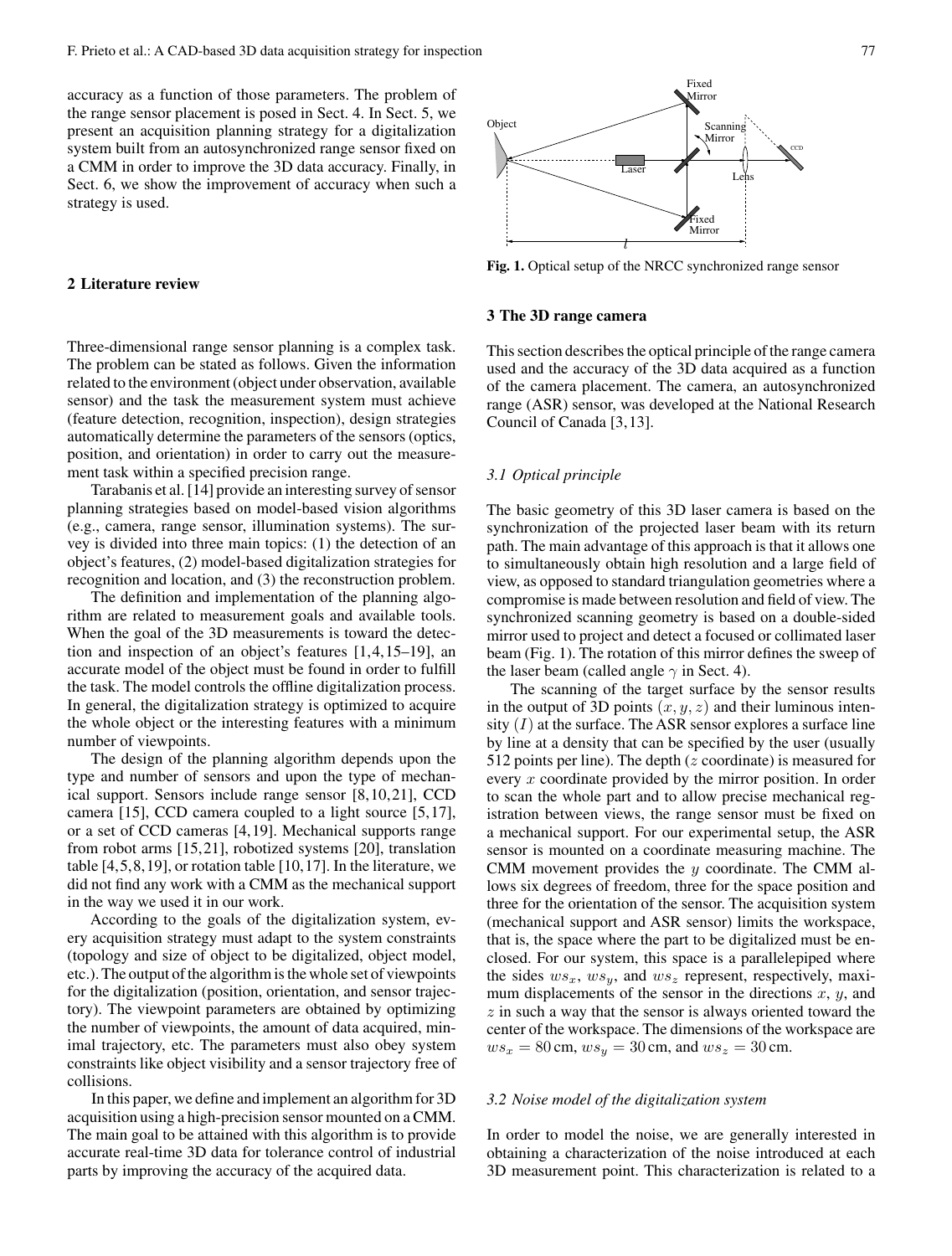accuracy as a function of those parameters. The problem of the range sensor placement is posed in Sect. 4. In Sect. 5, we present an acquisition planning strategy for a digitalization system built from an autosynchronized range sensor fixed on a CMM in order to improve the 3D data accuracy. Finally, in Sect. 6, we show the improvement of accuracy when such a strategy is used.

## 2 Literature review

Three-dimensional range sensor planning is a complex task. The problem can be stated as follows. Given the information related to the environment (object under observation, available sensor) and the task the measurement system must achieve (feature detection, recognition, inspection), design strategies automatically determine the parameters of the sensors (optics, position, and orientation) in order to carry out the measurement task within a specified precision range.

Tarabanis et al. [14] provide an interesting survey of sensor planning strategies based on model-based vision algorithms (e.g., camera, range sensor, illumination systems). The survey is divided into three main topics: (1) the detection of an object's features, (2) model-based digitalization strategies for recognition and location, and (3) the reconstruction problem.

The definition and implementation of the planning algorithm are related to measurement goals and available tools. When the goal of the 3D measurements is toward the detection and inspection of an object's features [1,4,15–19], an accurate model of the object must be found in order to fulfill the task. The model controls the offline digitalization process. In general, the digitalization strategy is optimized to acquire the whole object or the interesting features with a minimum number of viewpoints.

The design of the planning algorithm depends upon the type and number of sensors and upon the type of mechanical support. Sensors include range sensor [8,10,21], CCD camera [15], CCD camera coupled to a light source [5,17], or a set of CCD cameras [4,19]. Mechanical supports range from robot arms [15,21], robotized systems [20], translation table [4,5,8,19], or rotation table [10,17]. In the literature, we did not find any work with a CMM as the mechanical support in the way we used it in our work.

According to the goals of the digitalization system, every acquisition strategy must adapt to the system constraints (topology and size of object to be digitalized, object model, etc.). The output of the algorithm is the whole set of viewpoints for the digitalization (position, orientation, and sensor trajectory). The viewpoint parameters are obtained by optimizing the number of viewpoints, the amount of data acquired, minimal trajectory, etc. The parameters must also obey system constraints like object visibility and a sensor trajectory free of collisions.

In this paper, we define and implement an algorithm for 3D acquisition using a high-precision sensor mounted on a CMM. The main goal to be attained with this algorithm is to provide accurate real-time 3D data for tolerance control of industrial parts by improving the accuracy of the acquired data.

**Fig. 1.** Optical setup of the NRCC synchronized range sensor

## 3 The 3D range camera

This section describes the optical principle of the range camera used and the accuracy of the 3D data acquired as a function of the camera placement. The camera, an autosynchronized range (ASR) sensor, was developed at the National Research Council of Canada [3,13].

### 3.1 Optical principle

The basic geometry of this 3D laser camera is based on the synchronization of the projected laser beam with its return path. The main advantage of this approach is that it allows one to simultaneously obtain high resolution and a large field of view, as opposed to standard triangulation geometries where a compromise is made between resolution and field of view. The synchronized scanning geometry is based on a double-sided mirror used to project and detect a focused or collimated laser beam (Fig. 1). The rotation of this mirror defines the sweep of the laser beam (called angle $\gamma$ in Sect. 4).

The scanning of the target surface by the sensor results in the output of 3D points $(x, y, z)$ and their luminous intensity $(I)$ at the surface. The ASR sensor explores a surface line by line at a density that can be specified by the user (usually 512 points per line). The depth ($z$ coordinate) is measured for every $x$ coordinate provided by the mirror position. In order to scan the whole part and to allow precise mechanical registration between views, the range sensor must be fixed on a mechanical support. For our experimental setup, the ASR sensor is mounted on a coordinate measuring machine. The CMM movement provides the $y$ coordinate. The CMM allows six degrees of freedom, three for the space position and three for the orientation of the sensor. The acquisition system (mechanical support and ASR sensor) limits the workspace, that is, the space where the part to be digitalized must be enclosed. For our system, this space is a parallelepiped where the sides $ws_x$, $ws_y$, and $ws_z$ represent, respectively, maximum displacements of the sensor in the directions $x$, $y$, and $z$ in such a way that the sensor is always oriented toward the center of the workspace. The dimensions of the workspace are $ws_x = 80$ cm, $ws_y = 30$ cm, and $ws_z = 30$ cm.

### 3.2 Noise model of the digitalization system

In order to model the noise, we are generally interested in obtaining a characterization of the noise introduced at each 3D measurement point. This characterization is related to a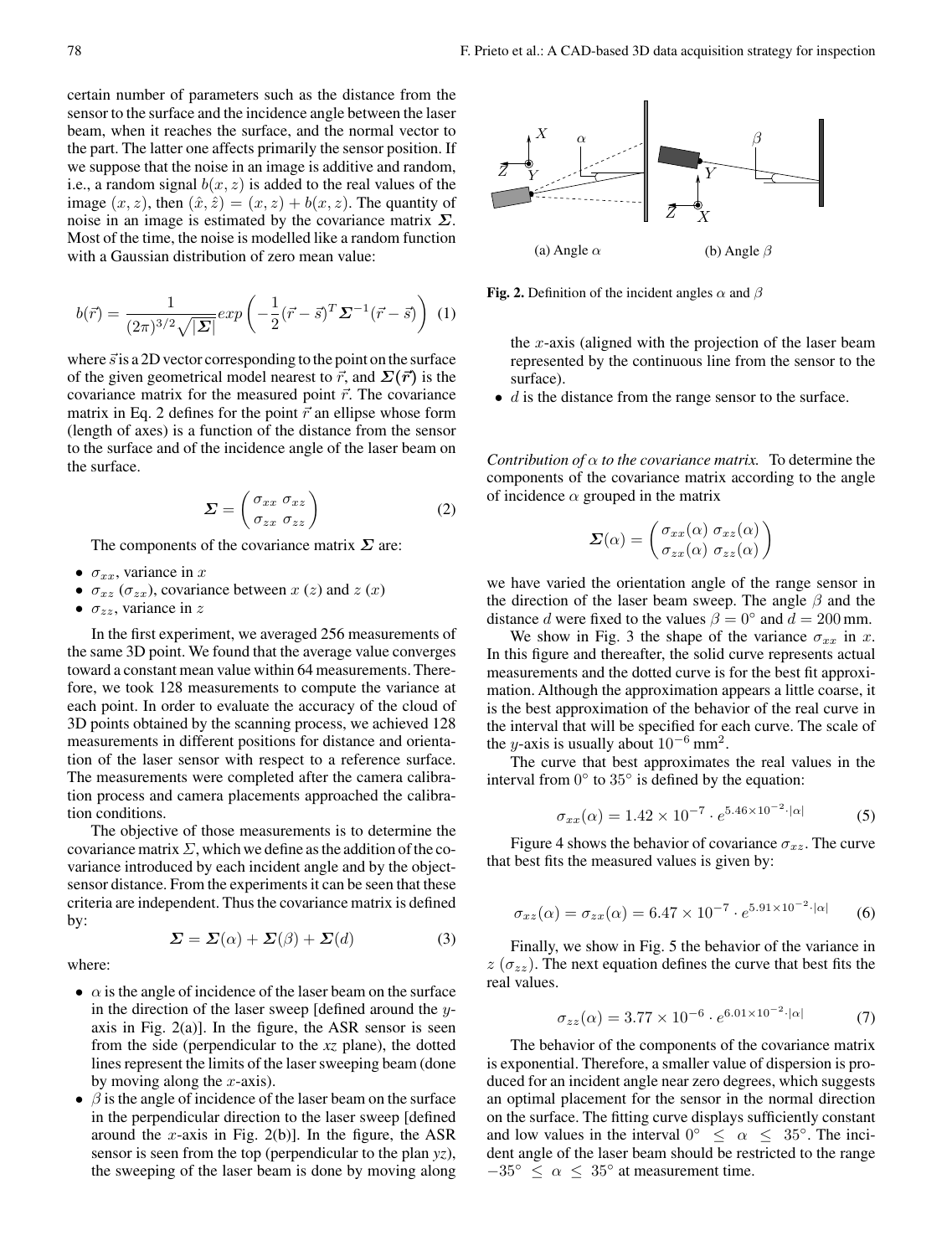certain number of parameters such as the distance from the sensor to the surface and the incidence angle between the laser beam, when it reaches the surface, and the normal vector to the part. The latter one affects primarily the sensor position. If we suppose that the noise in an image is additive and random, i.e., a random signal $b(x, z)$ is added to the real values of the image $(x, z)$, then $(\hat{x}, \hat{z}) = (x, z) + b(x, z)$. The quantity of noise in an image is estimated by the covariance matrix $\boldsymbol{\Sigma}$. Most of the time, the noise is modelled like a random function with a Gaussian distribution of zero mean value:

$$b(\vec{r}) = \frac{1}{(2\pi)^{3/2}\sqrt{|\boldsymbol{\Sigma}|}} exp\left(-\frac{1}{2}(\vec{r}-\vec{s})^T \boldsymbol{\Sigma}^{-1}(\vec{r}-\vec{s})\right) \quad (1)$$

where $\vec{s}$ is a 2D vector corresponding to the point on the surface of the given geometrical model nearest to $\vec{r}$, and $\boldsymbol{\Sigma}(\vec{r})$ is the covariance matrix for the measured point $\vec{r}$. The covariance matrix in Eq. 2 defines for the point $\vec{r}$ an ellipse whose form (length of axes) is a function of the distance from the sensor to the surface and of the incidence angle of the laser beam on the surface.

$$\boldsymbol{\Sigma} = \begin{pmatrix} \sigma_{xx} & \sigma_{xz} \\ \sigma_{zx} & \sigma_{zz} \end{pmatrix} \quad (2)$$

The components of the covariance matrix $\boldsymbol{\Sigma}$ are:

- $\sigma_{xx}$, variance in $x$
- $\sigma_{xz}$ ($\sigma_{zx}$), covariance between $x$ ($z$) and $z$ ($x$)
- $\sigma_{zz}$, variance in $z$

In the first experiment, we averaged 256 measurements of the same 3D point. We found that the average value converges toward a constant mean value within 64 measurements. Therefore, we took 128 measurements to compute the variance at each point. In order to evaluate the accuracy of the cloud of 3D points obtained by the scanning process, we achieved 128 measurements in different positions for distance and orientation of the laser sensor with respect to a reference surface. The measurements were completed after the camera calibration process and camera placements approached the calibration conditions.

The objective of those measurements is to determine the covariance matrix $\Sigma$, which we define as the addition of the covariance introduced by each incident angle and by the object-sensor distance. From the experiments it can be seen that these criteria are independent. Thus the covariance matrix is defined by:

$$\boldsymbol{\Sigma} = \boldsymbol{\Sigma}(\alpha) + \boldsymbol{\Sigma}(\beta) + \boldsymbol{\Sigma}(d) \quad (3)$$

where:

- $\alpha$ is the angle of incidence of the laser beam on the surface in the direction of the laser sweep [defined around the $y$-axis in Fig. 2(a)]. In the figure, the ASR sensor is seen from the side (perpendicular to the *xz* plane), the dotted lines represent the limits of the laser sweeping beam (done by moving along the $x$-axis).
- $\beta$ is the angle of incidence of the laser beam on the surface in the perpendicular direction to the laser sweep [defined around the $x$-axis in Fig. 2(b)]. In the figure, the ASR sensor is seen from the top (perpendicular to the plan *yz*), the sweeping of the laser beam is done by moving along the $x$-axis (aligned with the projection of the laser beam represented by the continuous line from the sensor to the surface).
- $d$ is the distance from the range sensor to the surface.

(a) Angle $\alpha$ (b) Angle $\beta$

**Fig. 2.** Definition of the incident angles $\alpha$ and $\beta$

*Contribution of $\alpha$ to the covariance matrix.* To determine the components of the covariance matrix according to the angle of incidence $\alpha$ grouped in the matrix

$$\boldsymbol{\Sigma}(\alpha) = \begin{pmatrix} \sigma_{xx}(\alpha) & \sigma_{xz}(\alpha) \\ \sigma_{zx}(\alpha) & \sigma_{zz}(\alpha) \end{pmatrix}$$

we have varied the orientation angle of the range sensor in the direction of the laser beam sweep. The angle $\beta$ and the distance $d$ were fixed to the values $\beta = 0°$ and $d = 200$ mm.

We show in Fig. 3 the shape of the variance $\sigma_{xx}$ in $x$. In this figure and thereafter, the solid curve represents actual measurements and the dotted curve is for the best fit approximation. Although the approximation appears a little coarse, it is the best approximation of the behavior of the real curve in the interval that will be specified for each curve. The scale of the $y$-axis is usually about $10^{-6}\,\text{mm}^2$.

The curve that best approximates the real values in the interval from $0°$ to $35°$ is defined by the equation:

$$\sigma_{xx}(\alpha) = 1.42 \times 10^{-7} \cdot e^{5.46\times 10^{-2}\cdot|\alpha|} \quad (5)$$

Figure 4 shows the behavior of covariance $\sigma_{xz}$. The curve that best fits the measured values is given by:

$$\sigma_{xz}(\alpha) = \sigma_{zx}(\alpha) = 6.47 \times 10^{-7} \cdot e^{5.91\times 10^{-2}\cdot|\alpha|} \quad (6)$$

Finally, we show in Fig. 5 the behavior of the variance in $z$ ($\sigma_{zz}$). The next equation defines the curve that best fits the real values.

$$\sigma_{zz}(\alpha) = 3.77 \times 10^{-6} \cdot e^{6.01\times 10^{-2}\cdot|\alpha|} \quad (7)$$

The behavior of the components of the covariance matrix is exponential. Therefore, a smaller value of dispersion is produced for an incident angle near zero degrees, which suggests an optimal placement for the sensor in the normal direction on the surface. The fitting curve displays sufficiently constant and low values in the interval $0° \le \alpha \le 35°$. The incident angle of the laser beam should be restricted to the range $-35° \le \alpha \le 35°$ at measurement time.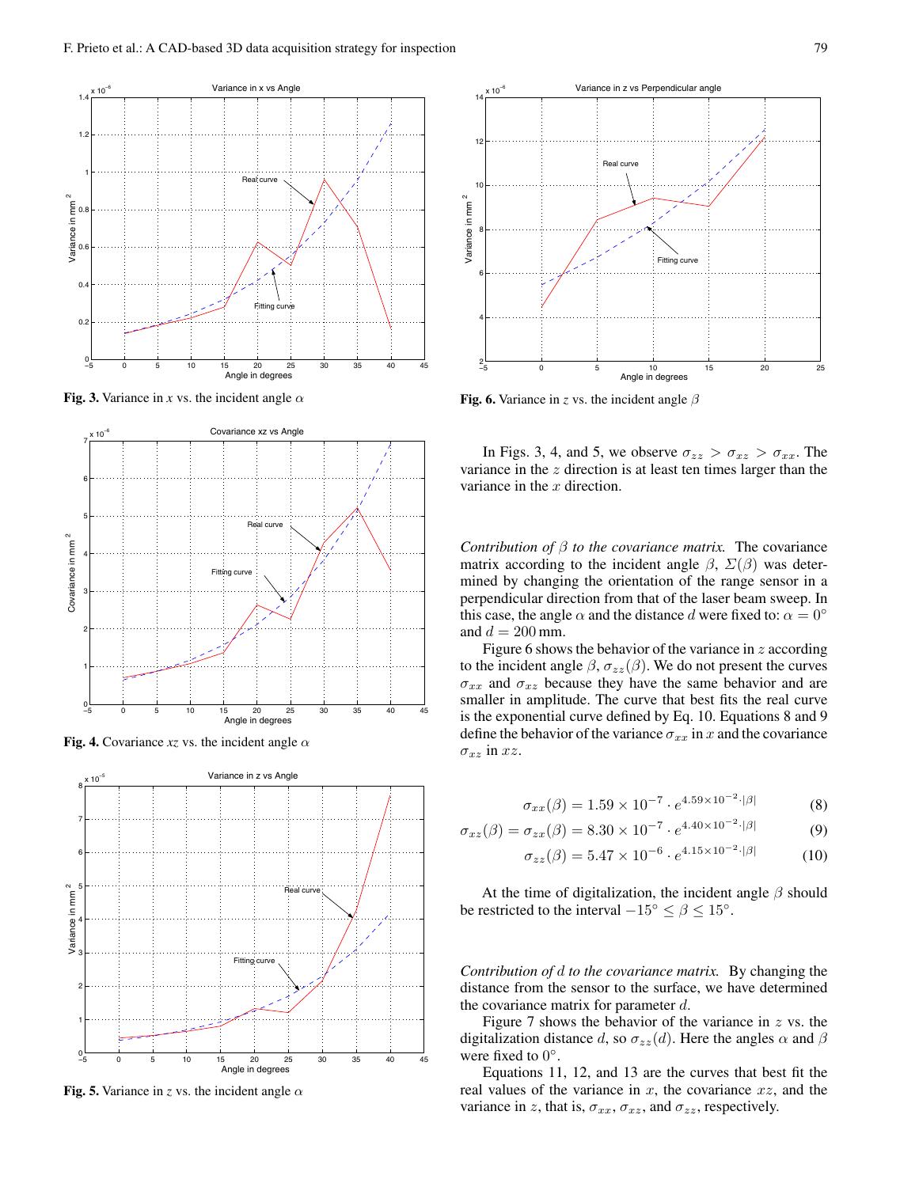Fig. 3. Variance in $x$ vs. the incident angle $\alpha$

Fig. 4. Covariance $xz$ vs. the incident angle $\alpha$

Fig. 5. Variance in $z$ vs. the incident angle $\alpha$

Fig. 6. Variance in $z$ vs. the incident angle $\beta$

In Figs. 3, 4, and 5, we observe $\sigma_{zz} > \sigma_{xz} > \sigma_{xx}$. The variance in the $z$ direction is at least ten times larger than the variance in the $x$ direction.

*Contribution of $\beta$ to the covariance matrix.* The covariance matrix according to the incident angle $\beta$, $\Sigma(\beta)$ was determined by changing the orientation of the range sensor in a perpendicular direction from that of the laser beam sweep. In this case, the angle $\alpha$ and the distance $d$ were fixed to: $\alpha = 0°$ and $d = 200$ mm.

Figure 6 shows the behavior of the variance in $z$ according to the incident angle $\beta$, $\sigma_{zz}(\beta)$. We do not present the curves $\sigma_{xx}$ and $\sigma_{xz}$ because they have the same behavior and are smaller in amplitude. The curve that best fits the real curve is the exponential curve defined by Eq. 10. Equations 8 and 9 define the behavior of the variance $\sigma_{xx}$ in $x$ and the covariance $\sigma_{xz}$ in $xz$.

$$\sigma_{xx}(\beta) = 1.59 \times 10^{-7} \cdot e^{4.59 \times 10^{-2} \cdot |\beta|} \tag{8}$$

$$\sigma_{xz}(\beta) = \sigma_{zx}(\beta) = 8.30 \times 10^{-7} \cdot e^{4.40 \times 10^{-2} \cdot |\beta|} \tag{9}$$

$$\sigma_{zz}(\beta) = 5.47 \times 10^{-6} \cdot e^{4.15 \times 10^{-2} \cdot |\beta|} \tag{10}$$

At the time of digitalization, the incident angle $\beta$ should be restricted to the interval $-15° \leq \beta \leq 15°$.

*Contribution of $d$ to the covariance matrix.* By changing the distance from the sensor to the surface, we have determined the covariance matrix for parameter $d$.

Figure 7 shows the behavior of the variance in $z$ vs. the digitalization distance $d$, so $\sigma_{zz}(d)$. Here the angles $\alpha$ and $\beta$ were fixed to $0°$.

Equations 11, 12, and 13 are the curves that best fit the real values of the variance in $x$, the covariance $xz$, and the variance in $z$, that is, $\sigma_{xx}$, $\sigma_{xz}$, and $\sigma_{zz}$, respectively.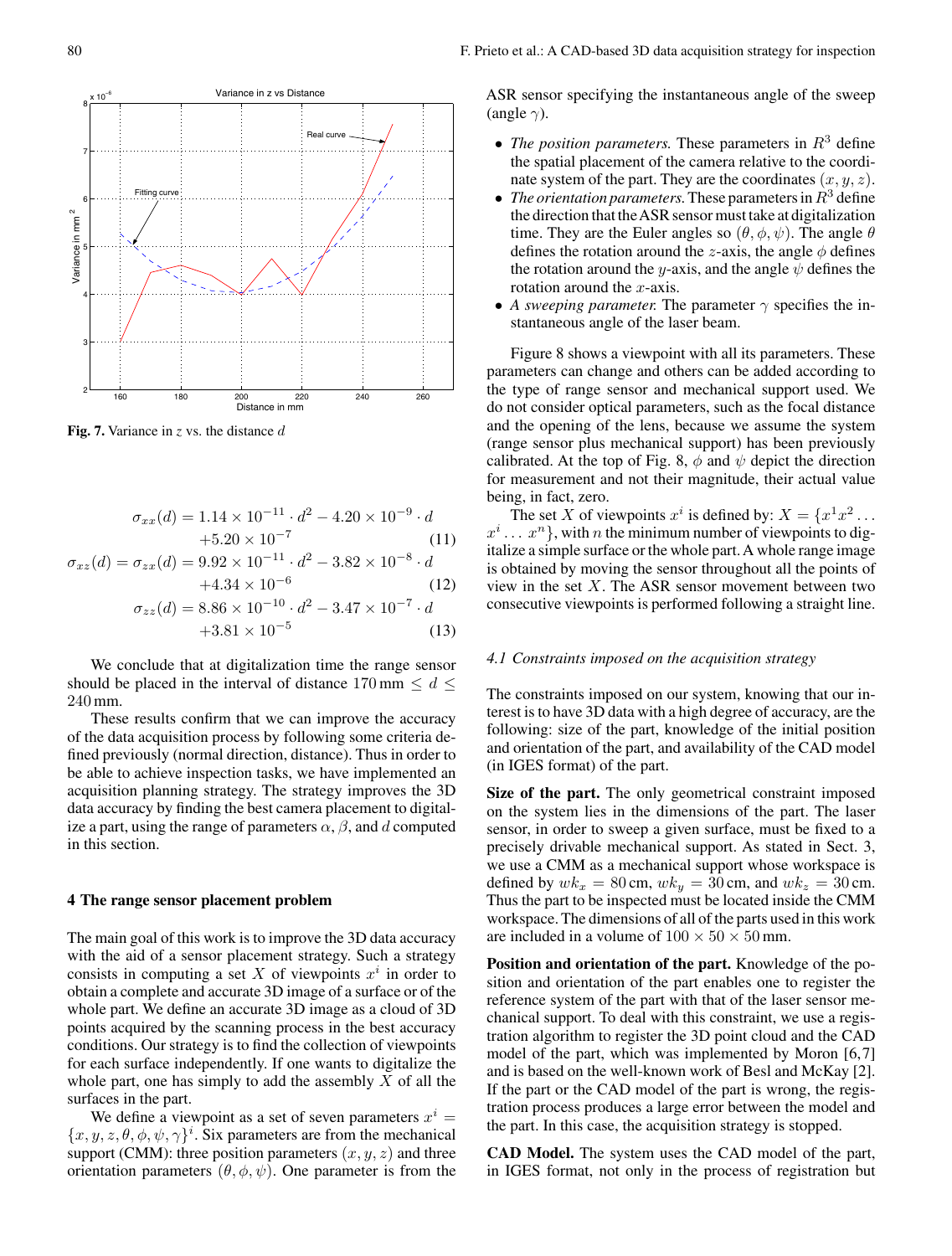Fig. 7. Variance in $z$ vs. the distance $d$

$$\sigma_{xx}(d) = 1.14 \times 10^{-11} \cdot d^2 - 4.20 \times 10^{-9} \cdot d + 5.20 \times 10^{-7} \quad (11)$$

$$\sigma_{xz}(d) = \sigma_{zx}(d) = 9.92 \times 10^{-11} \cdot d^2 - 3.82 \times 10^{-8} \cdot d + 4.34 \times 10^{-6} \quad (12)$$

$$\sigma_{zz}(d) = 8.86 \times 10^{-10} \cdot d^2 - 3.47 \times 10^{-7} \cdot d + 3.81 \times 10^{-5} \quad (13)$$

We conclude that at digitalization time the range sensor should be placed in the interval of distance $170\,\text{mm} \leq d \leq 240\,\text{mm}$.

These results confirm that we can improve the accuracy of the data acquisition process by following some criteria defined previously (normal direction, distance). Thus in order to be able to achieve inspection tasks, we have implemented an acquisition planning strategy. The strategy improves the 3D data accuracy by finding the best camera placement to digitalize a part, using the range of parameters $\alpha$, $\beta$, and $d$ computed in this section.

## 4 The range sensor placement problem

The main goal of this work is to improve the 3D data accuracy with the aid of a sensor placement strategy. Such a strategy consists in computing a set $X$ of viewpoints $x^i$ in order to obtain a complete and accurate 3D image of a surface or of the whole part. We define an accurate 3D image as a cloud of 3D points acquired by the scanning process in the best accuracy conditions. Our strategy is to find the collection of viewpoints for each surface independently. If one wants to digitalize the whole part, one has simply to add the assembly $X$ of all the surfaces in the part.

We define a viewpoint as a set of seven parameters $x^i = \{x, y, z, \theta, \phi, \psi, \gamma\}^i$. Six parameters are from the mechanical support (CMM): three position parameters $(x, y, z)$ and three orientation parameters $(\theta, \phi, \psi)$. One parameter is from the ASR sensor specifying the instantaneous angle of the sweep (angle $\gamma$).

- *The position parameters.* These parameters in $R^3$ define the spatial placement of the camera relative to the coordinate system of the part. They are the coordinates $(x, y, z)$.
- *The orientation parameters.* These parameters in $R^3$ define the direction that the ASR sensor must take at digitalization time. They are the Euler angles so $(\theta, \phi, \psi)$. The angle $\theta$ defines the rotation around the $z$-axis, the angle $\phi$ defines the rotation around the $y$-axis, and the angle $\psi$ defines the rotation around the $x$-axis.
- *A sweeping parameter.* The parameter $\gamma$ specifies the instantaneous angle of the laser beam.

Figure 8 shows a viewpoint with all its parameters. These parameters can change and others can be added according to the type of range sensor and mechanical support used. We do not consider optical parameters, such as the focal distance and the opening of the lens, because we assume the system (range sensor plus mechanical support) has been previously calibrated. At the top of Fig. 8, $\phi$ and $\psi$ depict the direction for measurement and not their magnitude, their actual value being, in fact, zero.

The set $X$ of viewpoints $x^i$ is defined by: $X = \{x^1 x^2 \ldots x^i \ldots x^n\}$, with $n$ the minimum number of viewpoints to digitalize a simple surface or the whole part. A whole range image is obtained by moving the sensor throughout all the points of view in the set $X$. The ASR sensor movement between two consecutive viewpoints is performed following a straight line.

### 4.1 Constraints imposed on the acquisition strategy

The constraints imposed on our system, knowing that our interest is to have 3D data with a high degree of accuracy, are the following: size of the part, knowledge of the initial position and orientation of the part, and availability of the CAD model (in IGES format) of the part.

**Size of the part.** The only geometrical constraint imposed on the system lies in the dimensions of the part. The laser sensor, in order to sweep a given surface, must be fixed to a precisely drivable mechanical support. As stated in Sect. 3, we use a CMM as a mechanical support whose workspace is defined by $wk_x = 80\,\text{cm}$, $wk_y = 30\,\text{cm}$, and $wk_z = 30\,\text{cm}$. Thus the part to be inspected must be located inside the CMM workspace. The dimensions of all of the parts used in this work are included in a volume of $100 \times 50 \times 50\,\text{mm}$.

**Position and orientation of the part.** Knowledge of the position and orientation of the part enables one to register the reference system of the part with that of the laser sensor mechanical support. To deal with this constraint, we use a registration algorithm to register the 3D point cloud and the CAD model of the part, which was implemented by Moron [6,7] and is based on the well-known work of Besl and McKay [2]. If the part or the CAD model of the part is wrong, the registration process produces a large error between the model and the part. In this case, the acquisition strategy is stopped.

**CAD Model.** The system uses the CAD model of the part, in IGES format, not only in the process of registration but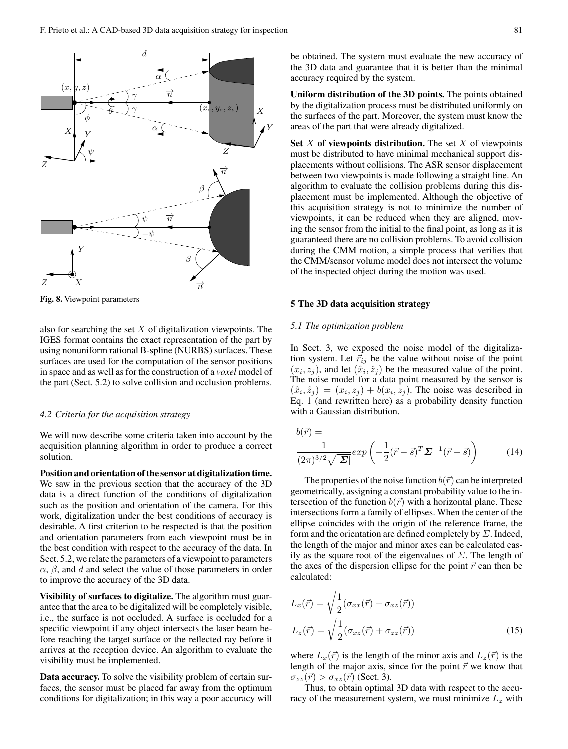Fig. 8. Viewpoint parameters

also for searching the set $X$ of digitalization viewpoints. The IGES format contains the exact representation of the part by using nonuniform rational B-spline (NURBS) surfaces. These surfaces are used for the computation of the sensor positions in space and as well as for the construction of a *voxel* model of the part (Sect. 5.2) to solve collision and occlusion problems.

### 4.2 Criteria for the acquisition strategy

We will now describe some criteria taken into account by the acquisition planning algorithm in order to produce a correct solution.

**Position and orientation of the sensor at digitalization time.** We saw in the previous section that the accuracy of the 3D data is a direct function of the conditions of digitalization such as the position and orientation of the camera. For this work, digitalization under the best conditions of accuracy is desirable. A first criterion to be respected is that the position and orientation parameters from each viewpoint must be in the best condition with respect to the accuracy of the data. In Sect. 5.2, we relate the parameters of a viewpoint to parameters $\alpha$, $\beta$, and $d$ and select the value of those parameters in order to improve the accuracy of the 3D data.

**Visibility of surfaces to digitalize.** The algorithm must guarantee that the area to be digitalized will be completely visible, i.e., the surface is not occluded. A surface is occluded for a specific viewpoint if any object intersects the laser beam before reaching the target surface or the reflected ray before it arrives at the reception device. An algorithm to evaluate the visibility must be implemented.

**Data accuracy.** To solve the visibility problem of certain surfaces, the sensor must be placed far away from the optimum conditions for digitalization; in this way a poor accuracy will be obtained. The system must evaluate the new accuracy of the 3D data and guarantee that it is better than the minimal accuracy required by the system.

**Uniform distribution of the 3D points.** The points obtained by the digitalization process must be distributed uniformly on the surfaces of the part. Moreover, the system must know the areas of the part that were already digitalized.

**Set $X$ of viewpoints distribution.** The set $X$ of viewpoints must be distributed to have minimal mechanical support displacements without collisions. The ASR sensor displacement between two viewpoints is made following a straight line. An algorithm to evaluate the collision problems during this displacement must be implemented. Although the objective of this acquisition strategy is not to minimize the number of viewpoints, it can be reduced when they are aligned, moving the sensor from the initial to the final point, as long as it is guaranteed there are no collision problems. To avoid collision during the CMM motion, a simple process that verifies that the CMM/sensor volume model does not intersect the volume of the inspected object during the motion was used.

## 5 The 3D data acquisition strategy

### 5.1 The optimization problem

In Sect. 3, we exposed the noise model of the digitalization system. Let $\vec{r}_{ij}$ be the value without noise of the point $(x_i, z_j)$, and let $(\hat{x}_i, \hat{z}_j)$ be the measured value of the point. The noise model for a data point measured by the sensor is $(\hat{x}_i, \hat{z}_j) = (x_i, z_j) + b(x_i, z_j)$. The noise was described in Eq. 1 (and rewritten here) as a probability density function with a Gaussian distribution.

$$b(\vec{r}) = \frac{1}{(2\pi)^{3/2}\sqrt{|\boldsymbol{\Sigma}|}} exp\left(-\frac{1}{2}(\vec{r}-\vec{s})^T \boldsymbol{\Sigma}^{-1}(\vec{r}-\vec{s})\right) \tag{14}$$

The properties of the noise function $b(\vec{r})$ can be interpreted geometrically, assigning a constant probability value to the intersection of the function $b(\vec{r})$ with a horizontal plane. These intersections form a family of ellipses. When the center of the ellipse coincides with the origin of the reference frame, the form and the orientation are defined completely by $\Sigma$. Indeed, the length of the major and minor axes can be calculated easily as the square root of the eigenvalues of $\Sigma$. The length of the axes of the dispersion ellipse for the point $\vec{r}$ can then be calculated:

$$L_x(\vec{r}) = \sqrt{\frac{1}{2}(\sigma_{xx}(\vec{r}) + \sigma_{xz}(\vec{r}))}$$
$$L_z(\vec{r}) = \sqrt{\frac{1}{2}(\sigma_{xz}(\vec{r}) + \sigma_{zz}(\vec{r}))} \tag{15}$$

where $L_x(\vec{r})$ is the length of the minor axis and $L_z(\vec{r})$ is the length of the major axis, since for the point $\vec{r}$ we know that $\sigma_{zz}(\vec{r}) > \sigma_{xz}(\vec{r})$ (Sect. 3).

Thus, to obtain optimal 3D data with respect to the accuracy of the measurement system, we must minimize $L_z$ with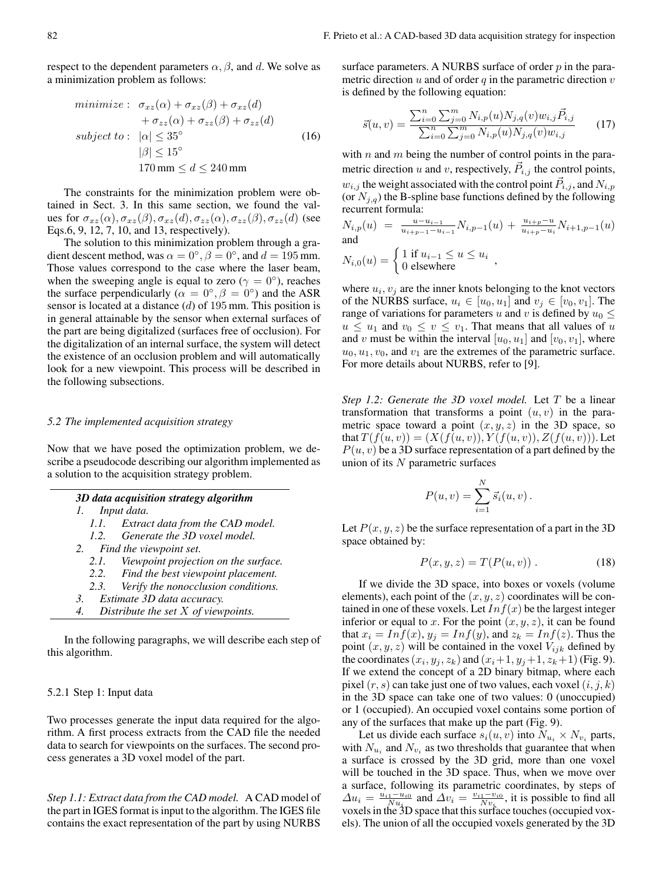respect to the dependent parameters $\alpha, \beta$, and $d$. We solve as a minimization problem as follows:

$$
\begin{aligned}
minimize: \quad & \sigma_{xz}(\alpha) + \sigma_{xz}(\beta) + \sigma_{xz}(d) \\
& + \sigma_{zz}(\alpha) + \sigma_{zz}(\beta) + \sigma_{zz}(d) \\
subject\ to: \quad & |\alpha| \leq 35^\circ \\
& |\beta| \leq 15^\circ \\
& 170\,\text{mm} \leq d \leq 240\,\text{mm}
\end{aligned}
\tag{16}
$$

The constraints for the minimization problem were obtained in Sect. 3. In this same section, we found the values for $\sigma_{xz}(\alpha), \sigma_{xz}(\beta), \sigma_{xz}(d), \sigma_{zz}(\alpha), \sigma_{zz}(\beta), \sigma_{zz}(d)$ (see Eqs.6, 9, 12, 7, 10, and 13, respectively).

The solution to this minimization problem through a gradient descent method, was $\alpha = 0^\circ, \beta = 0^\circ$, and $d = 195$ mm. Those values correspond to the case where the laser beam, when the sweeping angle is equal to zero ($\gamma = 0^\circ$), reaches the surface perpendicularly ($\alpha = 0^\circ, \beta = 0^\circ$) and the ASR sensor is located at a distance ($d$) of 195 mm. This position is in general attainable by the sensor when external surfaces of the part are being digitalized (surfaces free of occlusion). For the digitalization of an internal surface, the system will detect the existence of an occlusion problem and will automatically look for a new viewpoint. This process will be described in the following subsections.

### 5.2 The implemented acquisition strategy

Now that we have posed the optimization problem, we describe a pseudocode describing our algorithm implemented as a solution to the acquisition strategy problem.

***3D data acquisition strategy algorithm***

*1. Input data.*
   - *1.1. Extract data from the CAD model.*
   - *1.2. Generate the 3D voxel model.*

*2. Find the viewpoint set.*
   - *2.1. Viewpoint projection on the surface.*
   - *2.2. Find the best viewpoint placement.*
   - *2.3. Verify the nonocclusion conditions.*

*3. Estimate 3D data accuracy.*

*4. Distribute the set $X$ of viewpoints.*

In the following paragraphs, we will describe each step of this algorithm.

#### 5.2.1 Step 1: Input data

Two processes generate the input data required for the algorithm. A first process extracts from the CAD file the needed data to search for viewpoints on the surfaces. The second process generates a 3D voxel model of the part.

*Step 1.1: Extract data from the CAD model.* A CAD model of the part in IGES format is input to the algorithm. The IGES file contains the exact representation of the part by using NURBS surface parameters. A NURBS surface of order $p$ in the parametric direction $u$ and of order $q$ in the parametric direction $v$ is defined by the following equation:

$$
\vec{s}(u,v) = \frac{\sum_{i=0}^{n}\sum_{j=0}^{m} N_{i,p}(u)N_{j,q}(v)w_{i,j}\vec{P}_{i,j}}{\sum_{i=0}^{n}\sum_{j=0}^{m} N_{i,p}(u)N_{j,q}(v)w_{i,j}} \tag{17}
$$

with $n$ and $m$ being the number of control points in the parametric direction $u$ and $v$, respectively, $\vec{P}_{i,j}$ the control points, $w_{i,j}$ the weight associated with the control point $\vec{P}_{i,j}$, and $N_{i,p}$ (or $N_{j,q}$) the B-spline base functions defined by the following recurrent formula:

$N_{i,p}(u) = \frac{u-u_{i-1}}{u_{i+p-1}-u_{i-1}} N_{i,p-1}(u) + \frac{u_{i+p}-u}{u_{i+p}-u_i} N_{i+1,p-1}(u)$ and

$N_{i,0}(u) = \begin{cases} 1 \text{ if } u_{i-1} \leq u \leq u_i \\ 0 \text{ elsewhere} \end{cases}$,

where $u_i, v_j$ are the inner knots belonging to the knot vectors of the NURBS surface, $u_i \in [u_0, u_1]$ and $v_j \in [v_0, v_1]$. The range of variations for parameters $u$ and $v$ is defined by $u_0 \leq u \leq u_1$ and $v_0 \leq v \leq v_1$. That means that all values of $u$ and $v$ must be within the interval $[u_0, u_1]$ and $[v_0, v_1]$, where $u_0, u_1, v_0$, and $v_1$ are the extremes of the parametric surface. For more details about NURBS, refer to [9].

*Step 1.2: Generate the 3D voxel model.* Let $T$ be a linear transformation that transforms a point $(u, v)$ in the parametric space toward a point $(x, y, z)$ in the 3D space, so that $T(f(u,v)) = (X(f(u,v)), Y(f(u,v)), Z(f(u,v)))$. Let $P(u,v)$ be a 3D surface representation of a part defined by the union of its $N$ parametric surfaces

$$
P(u,v) = \sum_{i=1}^{N} \vec{s}_i(u,v) .
$$

Let $P(x,y,z)$ be the surface representation of a part in the 3D space obtained by:

$$
P(x,y,z) = T(P(u,v)) . \tag{18}
$$

If we divide the 3D space, into boxes or voxels (volume elements), each point of the $(x,y,z)$ coordinates will be contained in one of these voxels. Let $Inf(x)$ be the largest integer inferior or equal to $x$. For the point $(x,y,z)$, it can be found that $x_i = Inf(x)$, $y_j = Inf(y)$, and $z_k = Inf(z)$. Thus the point $(x,y,z)$ will be contained in the voxel $V_{ijk}$ defined by the coordinates $(x_i, y_j, z_k)$ and $(x_i+1, y_j+1, z_k+1)$ (Fig. 9). If we extend the concept of a 2D binary bitmap, where each pixel $(r,s)$ can take just one of two values, each voxel $(i,j,k)$ in the 3D space can take one of two values: 0 (unoccupied) or 1 (occupied). An occupied voxel contains some portion of any of the surfaces that make up the part (Fig. 9).

Let us divide each surface $s_i(u,v)$ into $N_{u_i} \times N_{v_i}$ parts, with $N_{u_i}$ and $N_{v_i}$ as two thresholds that guarantee that when a surface is crossed by the 3D grid, more than one voxel will be touched in the 3D space. Thus, when we move over a surface, following its parametric coordinates, by steps of $\Delta u_i = \frac{u_{i1}-u_{i0}}{N_{u_i}}$ and $\Delta v_i = \frac{v_{i1}-v_{i0}}{Nv_i}$, it is possible to find all voxels in the 3D space that this surface touches (occupied voxels). The union of all the occupied voxels generated by the 3D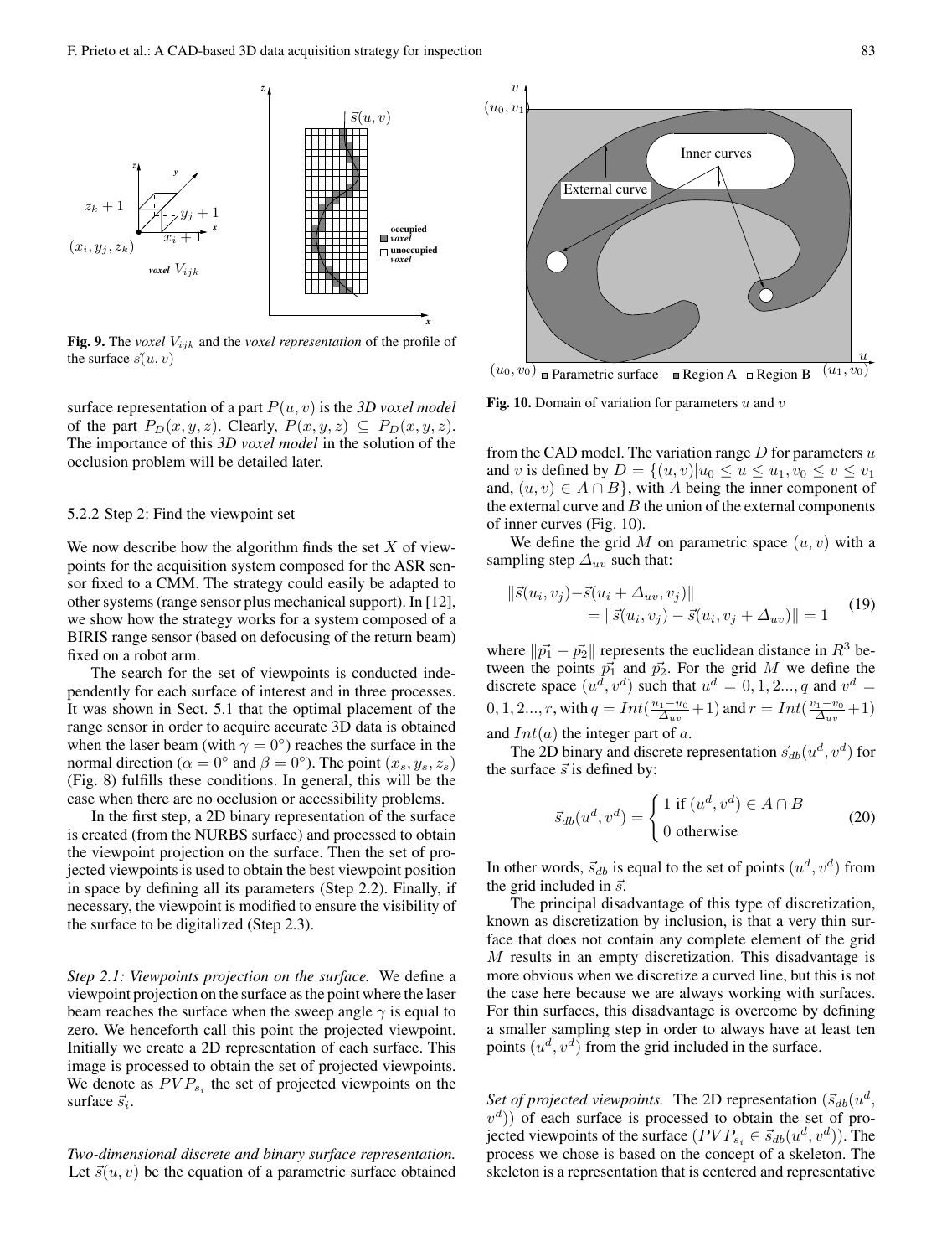**Fig. 9.** The *voxel* $V_{ijk}$ and the *voxel representation* of the profile of the surface $\vec{s}(u,v)$

surface representation of a part $P(u,v)$ is the *3D voxel model* of the part $P_D(x,y,z)$. Clearly, $P(x,y,z) \subseteq P_D(x,y,z)$. The importance of this *3D voxel model* in the solution of the occlusion problem will be detailed later.

#### 5.2.2 Step 2: Find the viewpoint set

We now describe how the algorithm finds the set $X$ of viewpoints for the acquisition system composed for the ASR sensor fixed to a CMM. The strategy could easily be adapted to other systems (range sensor plus mechanical support). In [12], we show how the strategy works for a system composed of a BIRIS range sensor (based on defocusing of the return beam) fixed on a robot arm.

The search for the set of viewpoints is conducted independently for each surface of interest and in three processes. It was shown in Sect. 5.1 that the optimal placement of the range sensor in order to acquire accurate 3D data is obtained when the laser beam (with $\gamma = 0°$) reaches the surface in the normal direction ($\alpha = 0°$ and $\beta = 0°$). The point $(x_s, y_s, z_s)$ (Fig. 8) fulfills these conditions. In general, this will be the case when there are no occlusion or accessibility problems.

In the first step, a 2D binary representation of the surface is created (from the NURBS surface) and processed to obtain the viewpoint projection on the surface. Then the set of projected viewpoints is used to obtain the best viewpoint position in space by defining all its parameters (Step 2.2). Finally, if necessary, the viewpoint is modified to ensure the visibility of the surface to be digitalized (Step 2.3).

*Step 2.1: Viewpoints projection on the surface.* We define a viewpoint projection on the surface as the point where the laser beam reaches the surface when the sweep angle $\gamma$ is equal to zero. We henceforth call this point the projected viewpoint. Initially we create a 2D representation of each surface. This image is processed to obtain the set of projected viewpoints. We denote as $PVP_{s_i}$ the set of projected viewpoints on the surface $\vec{s}_i$.

*Two-dimensional discrete and binary surface representation.* Let $\vec{s}(u,v)$ be the equation of a parametric surface obtained from the CAD model. The variation range $D$ for parameters $u$ and $v$ is defined by $D = \{(u,v) | u_0 \leq u \leq u_1, v_0 \leq v \leq v_1$ and, $(u,v) \in A \cap B\}$, with $A$ being the inner component of the external curve and $B$ the union of the external components of inner curves (Fig. 10).

**Fig. 10.** Domain of variation for parameters $u$ and $v$

We define the grid $M$ on parametric space $(u,v)$ with a sampling step $\Delta_{uv}$ such that:

$$\begin{aligned} \|\vec{s}(u_i,v_j) - \vec{s}(u_i + \Delta_{uv}, v_j)\| \\ = \|\vec{s}(u_i,v_j) - \vec{s}(u_i, v_j + \Delta_{uv})\| = 1 \end{aligned} \tag{19}$$

where $\|\vec{p_1} - \vec{p_2}\|$ represents the euclidean distance in $R^3$ between the points $\vec{p_1}$ and $\vec{p_2}$. For the grid $M$ we define the discrete space $(u^d, v^d)$ such that $u^d = 0, 1, 2..., q$ and $v^d = 0, 1, 2..., r$, with $q = Int(\frac{u_1 - u_0}{\Delta_{uv}} + 1)$ and $r = Int(\frac{v_1 - v_0}{\Delta_{uv}} + 1)$ and $Int(a)$ the integer part of $a$.

The 2D binary and discrete representation $\vec{s}_{db}(u^d, v^d)$ for the surface $\vec{s}$ is defined by:

$$\vec{s}_{db}(u^d, v^d) = \begin{cases} 1 \text{ if } (u^d, v^d) \in A \cap B \\ 0 \text{ otherwise} \end{cases} \tag{20}$$

In other words, $\vec{s}_{db}$ is equal to the set of points $(u^d, v^d)$ from the grid included in $\vec{s}$.

The principal disadvantage of this type of discretization, known as discretization by inclusion, is that a very thin surface that does not contain any complete element of the grid $M$ results in an empty discretization. This disadvantage is more obvious when we discretize a curved line, but this is not the case here because we are always working with surfaces. For thin surfaces, this disadvantage is overcome by defining a smaller sampling step in order to always have at least ten points $(u^d, v^d)$ from the grid included in the surface.

*Set of projected viewpoints.* The 2D representation ($\vec{s}_{db}(u^d, v^d)$) of each surface is processed to obtain the set of projected viewpoints of the surface ($PVP_{s_i} \in \vec{s}_{db}(u^d, v^d)$). The process we chose is based on the concept of a skeleton. The skeleton is a representation that is centered and representative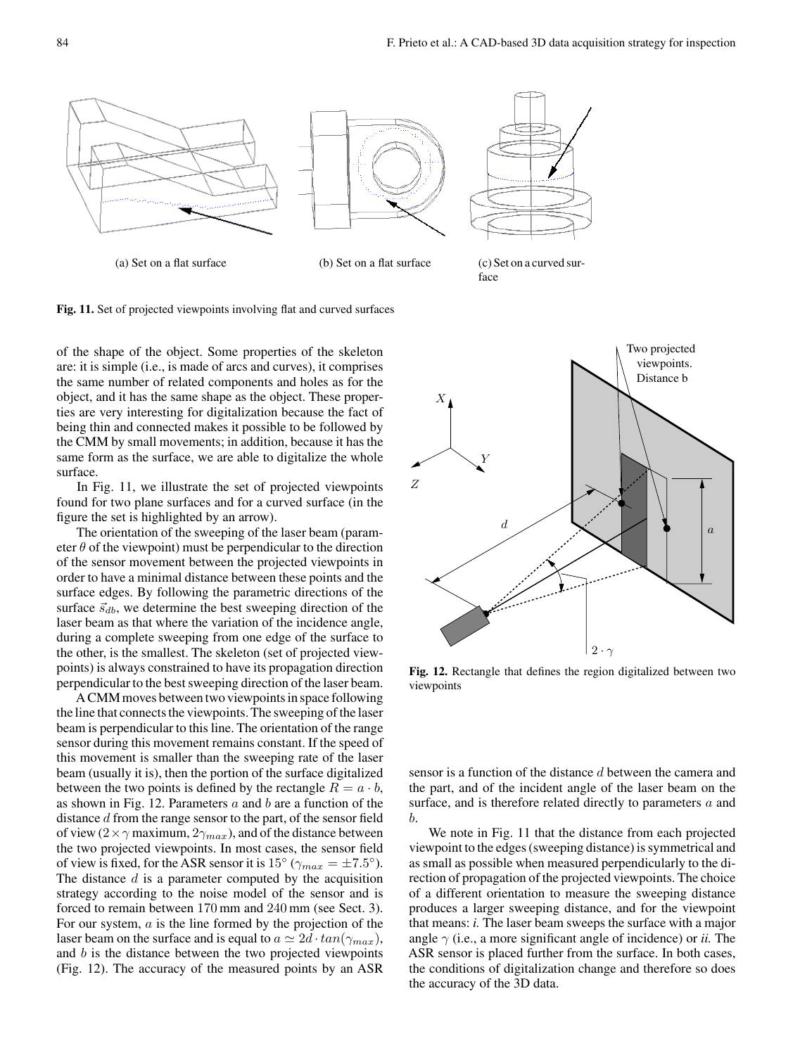(a) Set on a flat surface

(b) Set on a flat surface

(c) Set on a curved surface

**Fig. 11.** Set of projected viewpoints involving flat and curved surfaces

of the shape of the object. Some properties of the skeleton are: it is simple (i.e., is made of arcs and curves), it comprises the same number of related components and holes as for the object, and it has the same shape as the object. These properties are very interesting for digitalization because the fact of being thin and connected makes it possible to be followed by the CMM by small movements; in addition, because it has the same form as the surface, we are able to digitalize the whole surface.

In Fig. 11, we illustrate the set of projected viewpoints found for two plane surfaces and for a curved surface (in the figure the set is highlighted by an arrow).

The orientation of the sweeping of the laser beam (parameter $\theta$ of the viewpoint) must be perpendicular to the direction of the sensor movement between the projected viewpoints in order to have a minimal distance between these points and the surface edges. By following the parametric directions of the surface $\vec{s}_{db}$, we determine the best sweeping direction of the laser beam as that where the variation of the incidence angle, during a complete sweeping from one edge of the surface to the other, is the smallest. The skeleton (set of projected viewpoints) is always constrained to have its propagation direction perpendicular to the best sweeping direction of the laser beam.

A CMM moves between two viewpoints in space following the line that connects the viewpoints. The sweeping of the laser beam is perpendicular to this line. The orientation of the range sensor during this movement remains constant. If the speed of this movement is smaller than the sweeping rate of the laser beam (usually it is), then the portion of the surface digitalized between the two points is defined by the rectangle $R = a \cdot b$, as shown in Fig. 12. Parameters $a$ and $b$ are a function of the distance $d$ from the range sensor to the part, of the sensor field of view ($2 \times \gamma$ maximum, $2\gamma_{max}$), and of the distance between the two projected viewpoints. In most cases, the sensor field of view is fixed, for the ASR sensor it is $15°$ ($\gamma_{max} = \pm 7.5°$). The distance $d$ is a parameter computed by the acquisition strategy according to the noise model of the sensor and is forced to remain between 170 mm and 240 mm (see Sect. 3). For our system, $a$ is the line formed by the projection of the laser beam on the surface and is equal to $a \simeq 2d \cdot tan(\gamma_{max})$, and $b$ is the distance between the two projected viewpoints (Fig. 12). The accuracy of the measured points by an ASR sensor is a function of the distance $d$ between the camera and the part, and of the incident angle of the laser beam on the surface, and is therefore related directly to parameters $a$ and $b$.

**Fig. 12.** Rectangle that defines the region digitalized between two viewpoints

We note in Fig. 11 that the distance from each projected viewpoint to the edges (sweeping distance) is symmetrical and as small as possible when measured perpendicularly to the direction of propagation of the projected viewpoints. The choice of a different orientation to measure the sweeping distance produces a larger sweeping distance, and for the viewpoint that means: *i.* The laser beam sweeps the surface with a major angle $\gamma$ (i.e., a more significant angle of incidence) or *ii.* The ASR sensor is placed further from the surface. In both cases, the conditions of digitalization change and therefore so does the accuracy of the 3D data.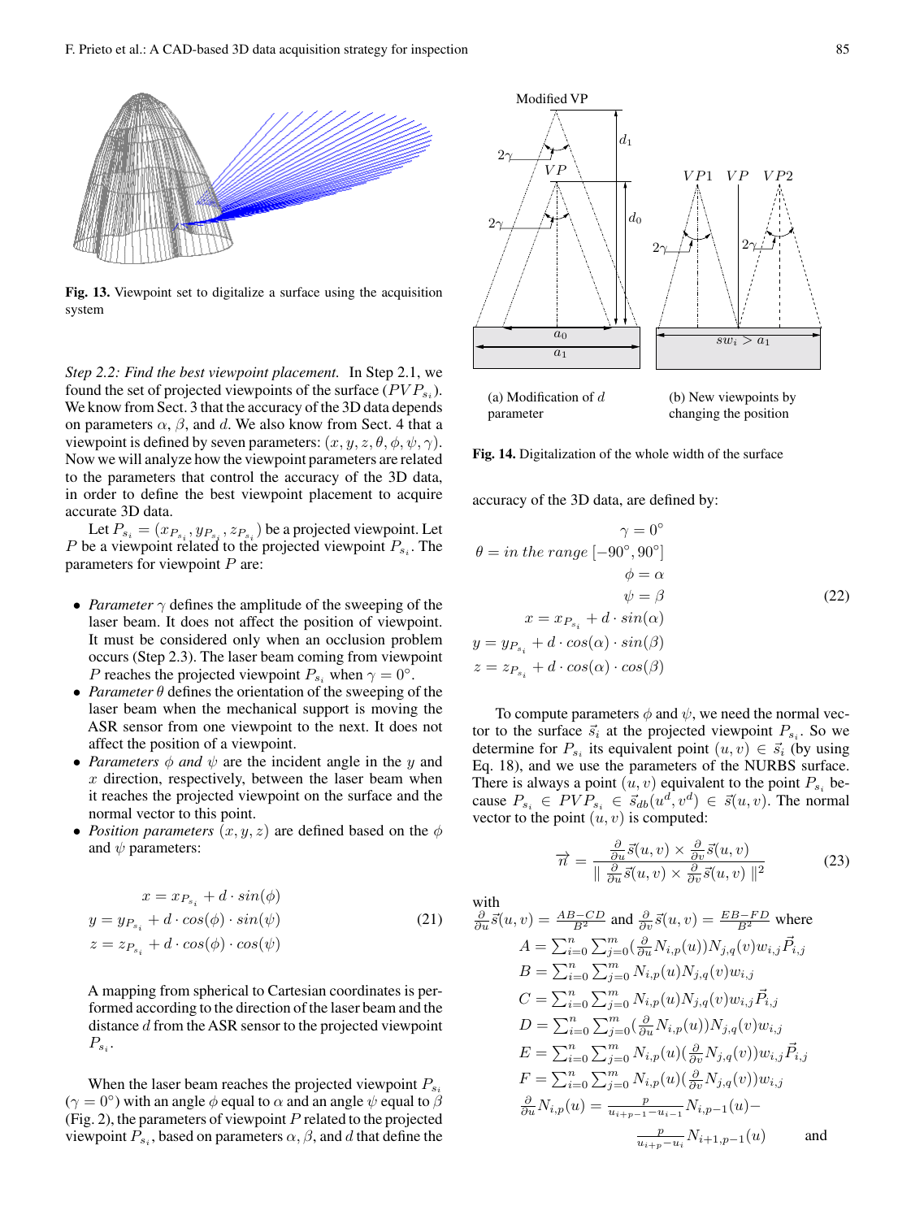**Fig. 13.** Viewpoint set to digitalize a surface using the acquisition system

*Step 2.2: Find the best viewpoint placement.* In Step 2.1, we found the set of projected viewpoints of the surface ($PVP_{s_i}$). We know from Sect. 3 that the accuracy of the 3D data depends on parameters $\alpha$, $\beta$, and $d$. We also know from Sect. 4 that a viewpoint is defined by seven parameters: $(x, y, z, \theta, \phi, \psi, \gamma)$. Now we will analyze how the viewpoint parameters are related to the parameters that control the accuracy of the 3D data, in order to define the best viewpoint placement to acquire accurate 3D data.

Let $P_{s_i} = (x_{P_{s_i}}, y_{P_{s_i}}, z_{P_{s_i}})$ be a projected viewpoint. Let $P$ be a viewpoint related to the projected viewpoint $P_{s_i}$. The parameters for viewpoint $P$ are:

- *Parameter* $\gamma$ defines the amplitude of the sweeping of the laser beam. It does not affect the position of viewpoint. It must be considered only when an occlusion problem occurs (Step 2.3). The laser beam coming from viewpoint $P$ reaches the projected viewpoint $P_{s_i}$ when $\gamma = 0°$.
- *Parameter* $\theta$ defines the orientation of the sweeping of the laser beam when the mechanical support is moving the ASR sensor from one viewpoint to the next. It does not affect the position of a viewpoint.
- *Parameters* $\phi$ *and* $\psi$ are the incident angle in the $y$ and $x$ direction, respectively, between the laser beam when it reaches the projected viewpoint on the surface and the normal vector to this point.
- *Position parameters* $(x, y, z)$ are defined based on the $\phi$ and $\psi$ parameters:

$$
\begin{aligned}
x &= x_{P_{s_i}} + d \cdot sin(\phi) \\
y &= y_{P_{s_i}} + d \cdot cos(\phi) \cdot sin(\psi) \\
z &= z_{P_{s_i}} + d \cdot cos(\phi) \cdot cos(\psi)
\end{aligned}
\tag{21}
$$

A mapping from spherical to Cartesian coordinates is performed according to the direction of the laser beam and the distance $d$ from the ASR sensor to the projected viewpoint $P_{s_i}$.

When the laser beam reaches the projected viewpoint $P_{s_i}$ ($\gamma = 0°$) with an angle $\phi$ equal to $\alpha$ and an angle $\psi$ equal to $\beta$ (Fig. 2), the parameters of viewpoint $P$ related to the projected viewpoint $P_{s_i}$, based on parameters $\alpha$, $\beta$, and $d$ that define the

(a) Modification of $d$ parameter

(b) New viewpoints by changing the position

**Fig. 14.** Digitalization of the whole width of the surface

accuracy of the 3D data, are defined by:

$$
\begin{aligned}
\gamma &= 0° \\
\theta &= in\ the\ range\ [-90°, 90°] \\
\phi &= \alpha \\
\psi &= \beta \\
x &= x_{P_{s_i}} + d \cdot sin(\alpha) \\
y &= y_{P_{s_i}} + d \cdot cos(\alpha) \cdot sin(\beta) \\
z &= z_{P_{s_i}} + d \cdot cos(\alpha) \cdot cos(\beta)
\end{aligned}
\tag{22}
$$

To compute parameters $\phi$ and $\psi$, we need the normal vector to the surface $\vec{s}_i$ at the projected viewpoint $P_{s_i}$. So we determine for $P_{s_i}$ its equivalent point $(u, v) \in \vec{s}_i$ (by using Eq. 18), and we use the parameters of the NURBS surface. There is always a point $(u, v)$ equivalent to the point $P_{s_i}$ because $P_{s_i} \in PVP_{s_i} \in \vec{s}_{db}(u^d, v^d) \in \vec{s}(u, v)$. The normal vector to the point $(u, v)$ is computed:

$$
\overrightarrow{n} = \frac{\frac{\partial}{\partial u}\vec{s}(u,v) \times \frac{\partial}{\partial v}\vec{s}(u,v)}{\| \frac{\partial}{\partial u}\vec{s}(u,v) \times \frac{\partial}{\partial v}\vec{s}(u,v) \|^2}
\tag{23}
$$

with $\frac{\partial}{\partial u}\vec{s}(u,v) = \frac{AB-CD}{B^2}$ and $\frac{\partial}{\partial v}\vec{s}(u,v) = \frac{EB-FD}{B^2}$ where

$$
\begin{aligned}
A &= \sum_{i=0}^{n}\sum_{j=0}^{m}(\tfrac{\partial}{\partial u}N_{i,p}(u))N_{j,q}(v)w_{i,j}\vec{P}_{i,j} \\
B &= \sum_{i=0}^{n}\sum_{j=0}^{m}N_{i,p}(u)N_{j,q}(v)w_{i,j} \\
C &= \sum_{i=0}^{n}\sum_{j=0}^{m}N_{i,p}(u)N_{j,q}(v)w_{i,j}\vec{P}_{i,j} \\
D &= \sum_{i=0}^{n}\sum_{j=0}^{m}(\tfrac{\partial}{\partial u}N_{i,p}(u))N_{j,q}(v)w_{i,j} \\
E &= \sum_{i=0}^{n}\sum_{j=0}^{m}N_{i,p}(u)(\tfrac{\partial}{\partial v}N_{j,q}(v))w_{i,j}\vec{P}_{i,j} \\
F &= \sum_{i=0}^{n}\sum_{j=0}^{m}N_{i,p}(u)(\tfrac{\partial}{\partial v}N_{j,q}(v))w_{i,j} \\
\tfrac{\partial}{\partial u}N_{i,p}(u) &= \tfrac{p}{u_{i+p-1}-u_{i-1}}N_{i,p-1}(u) - \\
&\quad \tfrac{p}{u_{i+p}-u_i}N_{i+1,p-1}(u) \qquad \text{and}
\end{aligned}
$$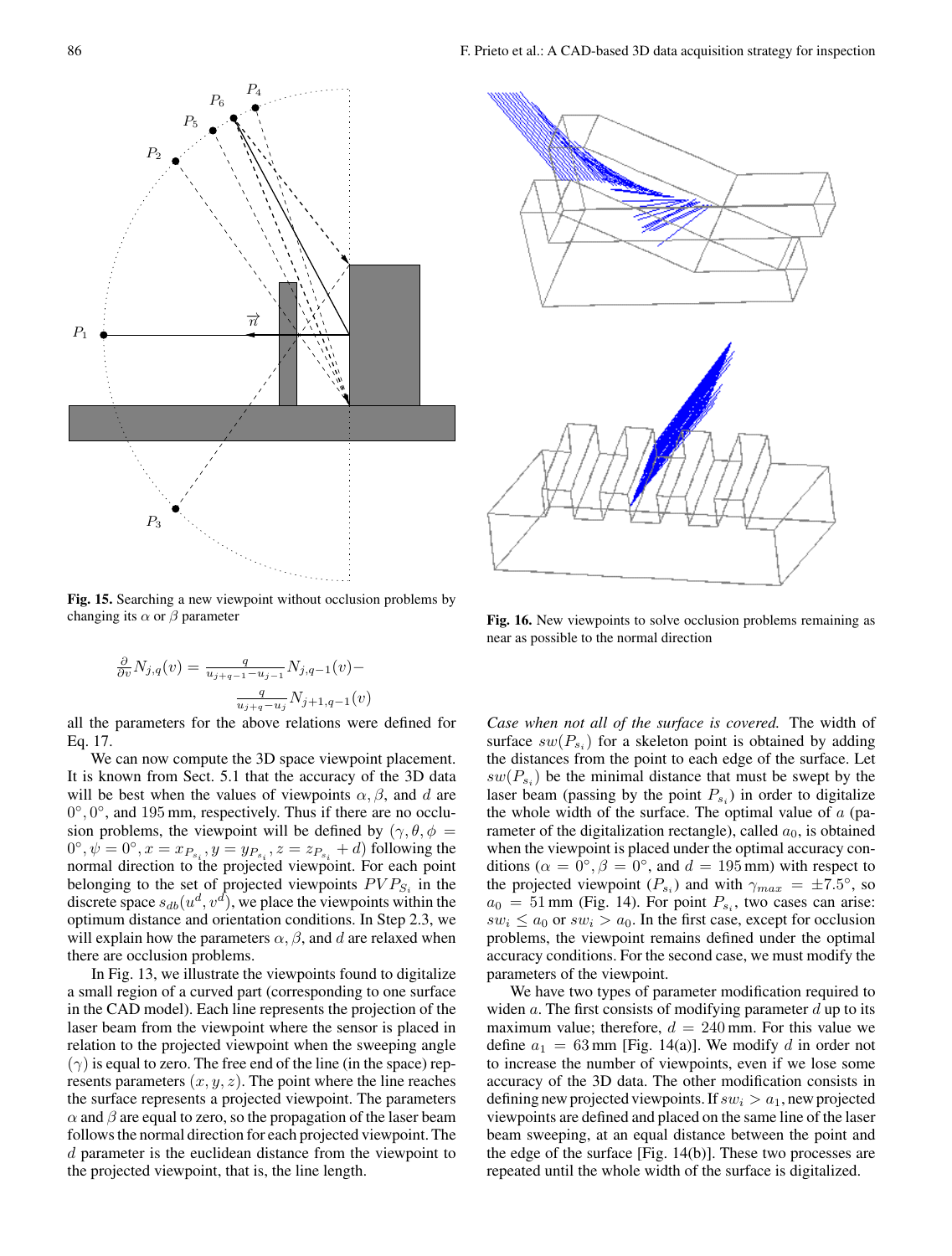Fig. 15. Searching a new viewpoint without occlusion problems by changing its $\alpha$ or $\beta$ parameter

Fig. 16. New viewpoints to solve occlusion problems remaining as near as possible to the normal direction

$$\frac{\partial}{\partial v} N_{j,q}(v) = \frac{q}{u_{j+q-1} - u_{j-1}} N_{j,q-1}(v) - \frac{q}{u_{j+q} - u_j} N_{j+1,q-1}(v)$$

all the parameters for the above relations were defined for Eq. 17.

We can now compute the 3D space viewpoint placement. It is known from Sect. 5.1 that the accuracy of the 3D data will be best when the values of viewpoints $\alpha, \beta$, and $d$ are $0°, 0°$, and 195 mm, respectively. Thus if there are no occlusion problems, the viewpoint will be defined by $(\gamma, \theta, \phi = 0°, \psi = 0°, x = x_{P_{s_i}}, y = y_{P_{s_i}}, z = z_{P_{s_i}} + d)$ following the normal direction to the projected viewpoint. For each point belonging to the set of projected viewpoints $PVP_{S_i}$ in the discrete space $s_{db}(u^d, v^d)$, we place the viewpoints within the optimum distance and orientation conditions. In Step 2.3, we will explain how the parameters $\alpha, \beta$, and $d$ are relaxed when there are occlusion problems.

In Fig. 13, we illustrate the viewpoints found to digitalize a small region of a curved part (corresponding to one surface in the CAD model). Each line represents the projection of the laser beam from the viewpoint where the sensor is placed in relation to the projected viewpoint when the sweeping angle $(\gamma)$ is equal to zero. The free end of the line (in the space) represents parameters $(x, y, z)$. The point where the line reaches the surface represents a projected viewpoint. The parameters $\alpha$ and $\beta$ are equal to zero, so the propagation of the laser beam follows the normal direction for each projected viewpoint. The $d$ parameter is the euclidean distance from the viewpoint to the projected viewpoint, that is, the line length.

*Case when not all of the surface is covered.* The width of surface $sw(P_{s_i})$ for a skeleton point is obtained by adding the distances from the point to each edge of the surface. Let $sw(P_{s_i})$ be the minimal distance that must be swept by the laser beam (passing by the point $P_{s_i}$) in order to digitalize the whole width of the surface. The optimal value of $a$ (parameter of the digitalization rectangle), called $a_0$, is obtained when the viewpoint is placed under the optimal accuracy conditions ($\alpha = 0°, \beta = 0°$, and $d = 195$ mm) with respect to the projected viewpoint $(P_{s_i})$ and with $\gamma_{max} = \pm 7.5°$, so $a_0 = 51$ mm (Fig. 14). For point $P_{s_i}$, two cases can arise: $sw_i \le a_0$ or $sw_i > a_0$. In the first case, except for occlusion problems, the viewpoint remains defined under the optimal accuracy conditions. For the second case, we must modify the parameters of the viewpoint.

We have two types of parameter modification required to widen $a$. The first consists of modifying parameter $d$ up to its maximum value; therefore, $d = 240$ mm. For this value we define $a_1 = 63$ mm [Fig. 14(a)]. We modify $d$ in order not to increase the number of viewpoints, even if we lose some accuracy of the 3D data. The other modification consists in defining new projected viewpoints. If $sw_i > a_1$, new projected viewpoints are defined and placed on the same line of the laser beam sweeping, at an equal distance between the point and the edge of the surface [Fig. 14(b)]. These two processes are repeated until the whole width of the surface is digitalized.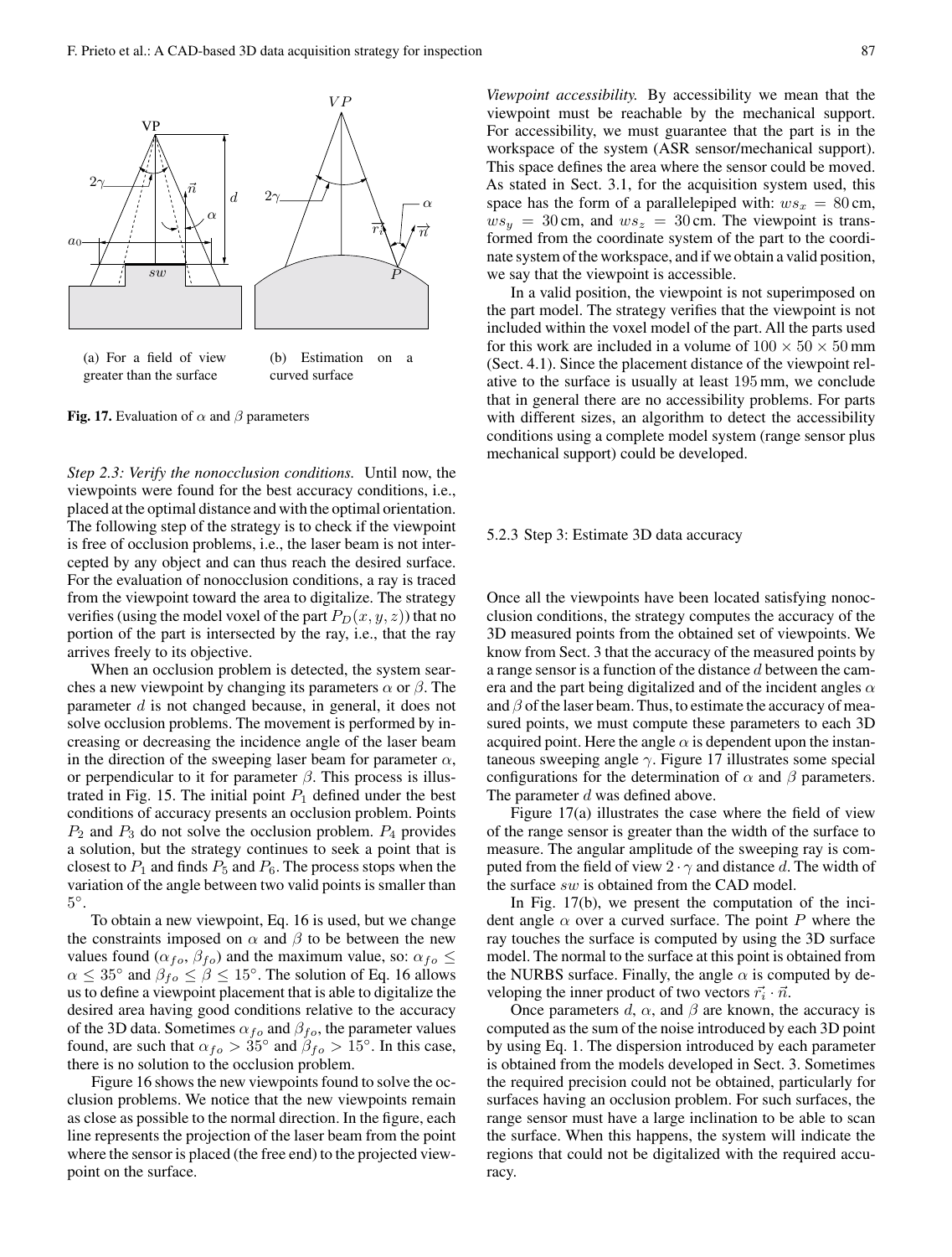(a) For a field of view greater than the surface

(b) Estimation on a curved surface

**Fig. 17.** Evaluation of $\alpha$ and $\beta$ parameters

*Step 2.3: Verify the nonocclusion conditions.* Until now, the viewpoints were found for the best accuracy conditions, i.e., placed at the optimal distance and with the optimal orientation. The following step of the strategy is to check if the viewpoint is free of occlusion problems, i.e., the laser beam is not intercepted by any object and can thus reach the desired surface. For the evaluation of nonocclusion conditions, a ray is traced from the viewpoint toward the area to digitalize. The strategy verifies (using the model voxel of the part $P_D(x, y, z)$) that no portion of the part is intersected by the ray, i.e., that the ray arrives freely to its objective.

When an occlusion problem is detected, the system searches a new viewpoint by changing its parameters $\alpha$ or $\beta$. The parameter $d$ is not changed because, in general, it does not solve occlusion problems. The movement is performed by increasing or decreasing the incidence angle of the laser beam in the direction of the sweeping laser beam for parameter $\alpha$, or perpendicular to it for parameter $\beta$. This process is illustrated in Fig. 15. The initial point $P_1$ defined under the best conditions of accuracy presents an occlusion problem. Points $P_2$ and $P_3$ do not solve the occlusion problem. $P_4$ provides a solution, but the strategy continues to seek a point that is closest to $P_1$ and finds $P_5$ and $P_6$. The process stops when the variation of the angle between two valid points is smaller than $5°$.

To obtain a new viewpoint, Eq. 16 is used, but we change the constraints imposed on $\alpha$ and $\beta$ to be between the new values found ($\alpha_{fo}$, $\beta_{fo}$) and the maximum value, so: $\alpha_{fo} \leq \alpha \leq 35°$ and $\beta_{fo} \leq \beta \leq 15°$. The solution of Eq. 16 allows us to define a viewpoint placement that is able to digitalize the desired area having good conditions relative to the accuracy of the 3D data. Sometimes $\alpha_{fo}$ and $\beta_{fo}$, the parameter values found, are such that $\alpha_{fo} > 35°$ and $\beta_{fo} > 15°$. In this case, there is no solution to the occlusion problem.

Figure 16 shows the new viewpoints found to solve the occlusion problems. We notice that the new viewpoints remain as close as possible to the normal direction. In the figure, each line represents the projection of the laser beam from the point where the sensor is placed (the free end) to the projected viewpoint on the surface.

*Viewpoint accessibility.* By accessibility we mean that the viewpoint must be reachable by the mechanical support. For accessibility, we must guarantee that the part is in the workspace of the system (ASR sensor/mechanical support). This space defines the area where the sensor could be moved. As stated in Sect. 3.1, for the acquisition system used, this space has the form of a parallelepiped with: $ws_x = 80$ cm, $ws_y = 30$ cm, and $ws_z = 30$ cm. The viewpoint is transformed from the coordinate system of the part to the coordinate system of the workspace, and if we obtain a valid position, we say that the viewpoint is accessible.

In a valid position, the viewpoint is not superimposed on the part model. The strategy verifies that the viewpoint is not included within the voxel model of the part. All the parts used for this work are included in a volume of $100 \times 50 \times 50$ mm (Sect. 4.1). Since the placement distance of the viewpoint relative to the surface is usually at least 195 mm, we conclude that in general there are no accessibility problems. For parts with different sizes, an algorithm to detect the accessibility conditions using a complete model system (range sensor plus mechanical support) could be developed.

#### 5.2.3 Step 3: Estimate 3D data accuracy

Once all the viewpoints have been located satisfying nonocclusion conditions, the strategy computes the accuracy of the 3D measured points from the obtained set of viewpoints. We know from Sect. 3 that the accuracy of the measured points by a range sensor is a function of the distance $d$ between the camera and the part being digitalized and of the incident angles $\alpha$ and $\beta$ of the laser beam. Thus, to estimate the accuracy of measured points, we must compute these parameters to each 3D acquired point. Here the angle $\alpha$ is dependent upon the instantaneous sweeping angle $\gamma$. Figure 17 illustrates some special configurations for the determination of $\alpha$ and $\beta$ parameters. The parameter $d$ was defined above.

Figure 17(a) illustrates the case where the field of view of the range sensor is greater than the width of the surface to measure. The angular amplitude of the sweeping ray is computed from the field of view $2 \cdot \gamma$ and distance $d$. The width of the surface $sw$ is obtained from the CAD model.

In Fig. 17(b), we present the computation of the incident angle $\alpha$ over a curved surface. The point $P$ where the ray touches the surface is computed by using the 3D surface model. The normal to the surface at this point is obtained from the NURBS surface. Finally, the angle $\alpha$ is computed by developing the inner product of two vectors $\vec{r_i} \cdot \vec{n}$.

Once parameters $d$, $\alpha$, and $\beta$ are known, the accuracy is computed as the sum of the noise introduced by each 3D point by using Eq. 1. The dispersion introduced by each parameter is obtained from the models developed in Sect. 3. Sometimes the required precision could not be obtained, particularly for surfaces having an occlusion problem. For such surfaces, the range sensor must have a large inclination to be able to scan the surface. When this happens, the system will indicate the regions that could not be digitalized with the required accuracy.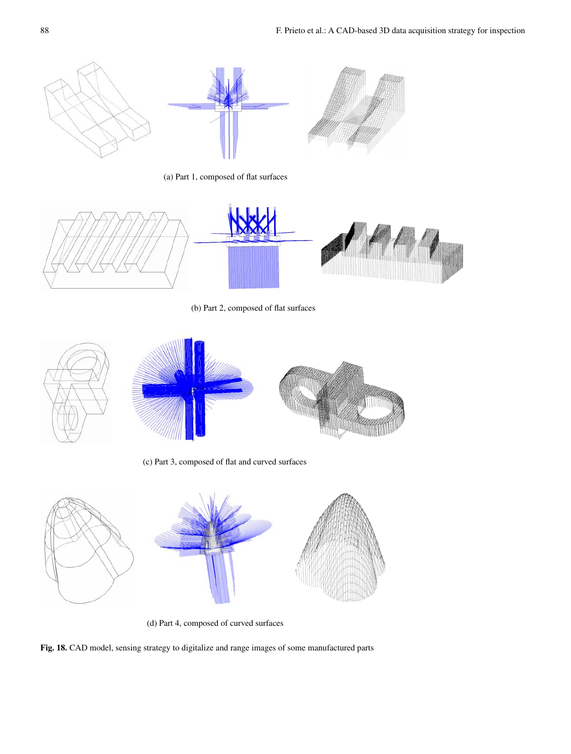(a) Part 1, composed of flat surfaces

(b) Part 2, composed of flat surfaces

(c) Part 3, composed of flat and curved surfaces

(d) Part 4, composed of curved surfaces

**Fig. 18.** CAD model, sensing strategy to digitalize and range images of some manufactured parts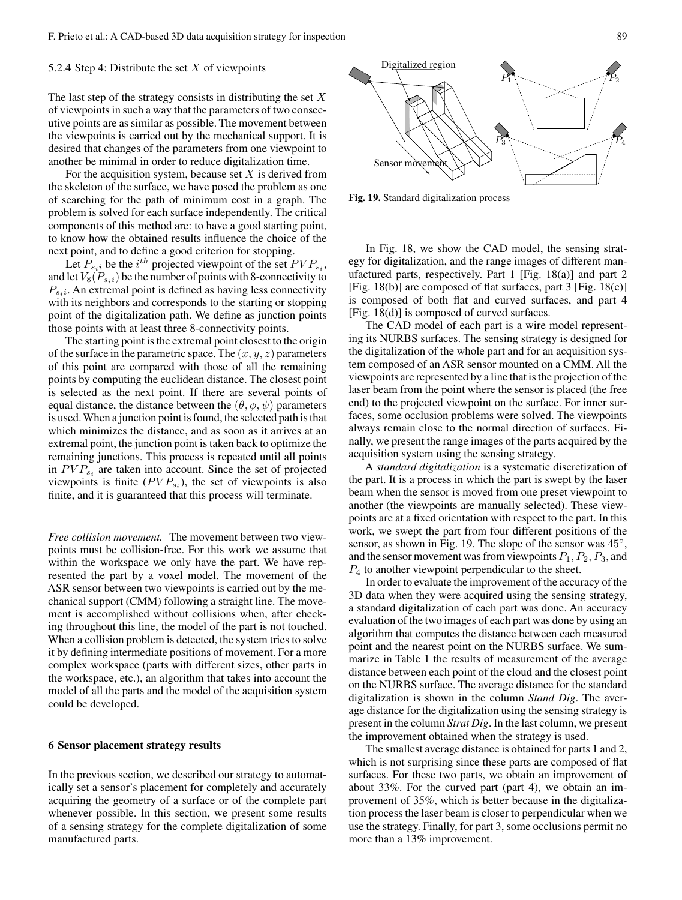#### 5.2.4 Step 4: Distribute the set $X$ of viewpoints

The last step of the strategy consists in distributing the set $X$ of viewpoints in such a way that the parameters of two consecutive points are as similar as possible. The movement between the viewpoints is carried out by the mechanical support. It is desired that changes of the parameters from one viewpoint to another be minimal in order to reduce digitalization time.

For the acquisition system, because set $X$ is derived from the skeleton of the surface, we have posed the problem as one of searching for the path of minimum cost in a graph. The problem is solved for each surface independently. The critical components of this method are: to have a good starting point, to know how the obtained results influence the choice of the next point, and to define a good criterion for stopping.

Let $P_{s_i i}$ be the $i^{th}$ projected viewpoint of the set $PVP_{s_i}$, and let $V_8(P_{s_i i})$ be the number of points with 8-connectivity to $P_{s_i i}$. An extremal point is defined as having less connectivity with its neighbors and corresponds to the starting or stopping point of the digitalization path. We define as junction points those points with at least three 8-connectivity points.

The starting point is the extremal point closest to the origin of the surface in the parametric space. The $(x, y, z)$ parameters of this point are compared with those of all the remaining points by computing the euclidean distance. The closest point is selected as the next point. If there are several points of equal distance, the distance between the $(\theta, \phi, \psi)$ parameters is used. When a junction point is found, the selected path is that which minimizes the distance, and as soon as it arrives at an extremal point, the junction point is taken back to optimize the remaining junctions. This process is repeated until all points in $PVP_{s_i}$ are taken into account. Since the set of projected viewpoints is finite ($PVP_{s_i}$), the set of viewpoints is also finite, and it is guaranteed that this process will terminate.

*Free collision movement.* The movement between two viewpoints must be collision-free. For this work we assume that within the workspace we only have the part. We have represented the part by a voxel model. The movement of the ASR sensor between two viewpoints is carried out by the mechanical support (CMM) following a straight line. The movement is accomplished without collisions when, after checking throughout this line, the model of the part is not touched. When a collision problem is detected, the system tries to solve it by defining intermediate positions of movement. For a more complex workspace (parts with different sizes, other parts in the workspace, etc.), an algorithm that takes into account the model of all the parts and the model of the acquisition system could be developed.

## 6 Sensor placement strategy results

In the previous section, we described our strategy to automatically set a sensor's placement for completely and accurately acquiring the geometry of a surface or of the complete part whenever possible. In this section, we present some results of a sensing strategy for the complete digitalization of some manufactured parts.

Digitalized region

Sensor movement

$P_1$ $P_2$ $P_3$ $P_4$

**Fig. 19.** Standard digitalization process

In Fig. 18, we show the CAD model, the sensing strategy for digitalization, and the range images of different manufactured parts, respectively. Part 1 [Fig. 18(a)] and part 2 [Fig. 18(b)] are composed of flat surfaces, part 3 [Fig. 18(c)] is composed of both flat and curved surfaces, and part 4 [Fig. 18(d)] is composed of curved surfaces.

The CAD model of each part is a wire model representing its NURBS surfaces. The sensing strategy is designed for the digitalization of the whole part and for an acquisition system composed of an ASR sensor mounted on a CMM. All the viewpoints are represented by a line that is the projection of the laser beam from the point where the sensor is placed (the free end) to the projected viewpoint on the surface. For inner surfaces, some occlusion problems were solved. The viewpoints always remain close to the normal direction of surfaces. Finally, we present the range images of the parts acquired by the acquisition system using the sensing strategy.

A *standard digitalization* is a systematic discretization of the part. It is a process in which the part is swept by the laser beam when the sensor is moved from one preset viewpoint to another (the viewpoints are manually selected). These viewpoints are at a fixed orientation with respect to the part. In this work, we swept the part from four different positions of the sensor, as shown in Fig. 19. The slope of the sensor was 45°, and the sensor movement was from viewpoints $P_1$, $P_2$, $P_3$, and $P_4$ to another viewpoint perpendicular to the sheet.

In order to evaluate the improvement of the accuracy of the 3D data when they were acquired using the sensing strategy, a standard digitalization of each part was done. An accuracy evaluation of the two images of each part was done by using an algorithm that computes the distance between each measured point and the nearest point on the NURBS surface. We summarize in Table 1 the results of measurement of the average distance between each point of the cloud and the closest point on the NURBS surface. The average distance for the standard digitalization is shown in the column *Stand Dig*. The average distance for the digitalization using the sensing strategy is present in the column *Strat Dig*. In the last column, we present the improvement obtained when the strategy is used.

The smallest average distance is obtained for parts 1 and 2, which is not surprising since these parts are composed of flat surfaces. For these two parts, we obtain an improvement of about 33%. For the curved part (part 4), we obtain an improvement of 35%, which is better because in the digitalization process the laser beam is closer to perpendicular when we use the strategy. Finally, for part 3, some occlusions permit no more than a 13% improvement.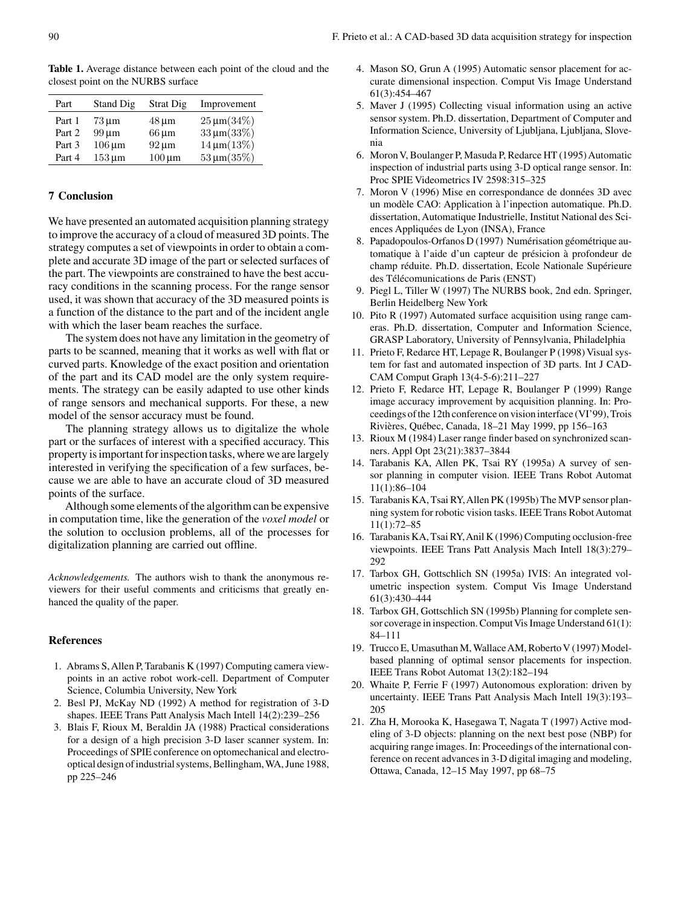**Table 1.** Average distance between each point of the cloud and the closest point on the NURBS surface

| Part | Stand Dig | Strat Dig | Improvement |
| --- | --- | --- | --- |
| Part 1 | 73 µm | 48 µm | 25 µm(34%) |
| Part 2 | 99 µm | 66 µm | 33 µm(33%) |
| Part 3 | 106 µm | 92 µm | 14 µm(13%) |
| Part 4 | 153 µm | 100 µm | 53 µm(35%) |

## 7 Conclusion

We have presented an automated acquisition planning strategy to improve the accuracy of a cloud of measured 3D points. The strategy computes a set of viewpoints in order to obtain a complete and accurate 3D image of the part or selected surfaces of the part. The viewpoints are constrained to have the best accuracy conditions in the scanning process. For the range sensor used, it was shown that accuracy of the 3D measured points is a function of the distance to the part and of the incident angle with which the laser beam reaches the surface.

The system does not have any limitation in the geometry of parts to be scanned, meaning that it works as well with flat or curved parts. Knowledge of the exact position and orientation of the part and its CAD model are the only system requirements. The strategy can be easily adapted to use other kinds of range sensors and mechanical supports. For these, a new model of the sensor accuracy must be found.

The planning strategy allows us to digitalize the whole part or the surfaces of interest with a specified accuracy. This property is important for inspection tasks, where we are largely interested in verifying the specification of a few surfaces, because we are able to have an accurate cloud of 3D measured points of the surface.

Although some elements of the algorithm can be expensive in computation time, like the generation of the *voxel model* or the solution to occlusion problems, all of the processes for digitalization planning are carried out offline.

*Acknowledgements.* The authors wish to thank the anonymous reviewers for their useful comments and criticisms that greatly enhanced the quality of the paper.

## References

1. Abrams S, Allen P, Tarabanis K (1997) Computing camera viewpoints in an active robot work-cell. Department of Computer Science, Columbia University, New York
2. Besl PJ, McKay ND (1992) A method for registration of 3-D shapes. IEEE Trans Patt Analysis Mach Intell 14(2):239–256
3. Blais F, Rioux M, Beraldin JA (1988) Practical considerations for a design of a high precision 3-D laser scanner system. In: Proceedings of SPIE conference on optomechanical and electro-optical design of industrial systems, Bellingham, WA, June 1988, pp 225–246
4. Mason SO, Grun A (1995) Automatic sensor placement for accurate dimensional inspection. Comput Vis Image Understand 61(3):454–467
5. Maver J (1995) Collecting visual information using an active sensor system. Ph.D. dissertation, Department of Computer and Information Science, University of Ljubljana, Ljubljana, Slovenia
6. Moron V, Boulanger P, Masuda P, Redarce HT (1995) Automatic inspection of industrial parts using 3-D optical range sensor. In: Proc SPIE Videometrics IV 2598:315–325
7. Moron V (1996) Mise en correspondance de données 3D avec un modèle CAO: Application à l'inpection automatique. Ph.D. dissertation, Automatique Industrielle, Institut National des Sciences Appliquées de Lyon (INSA), France
8. Papadopoulos-Orfanos D (1997) Numérisation géométrique automatique à l'aide d'un capteur de présicion à profondeur de champ réduite. Ph.D. dissertation, Ecole Nationale Supérieure des Télécomunications de Paris (ENST)
9. Piegl L, Tiller W (1997) The NURBS book, 2nd edn. Springer, Berlin Heidelberg New York
10. Pito R (1997) Automated surface acquisition using range cameras. Ph.D. dissertation, Computer and Information Science, GRASP Laboratory, University of Pennsylvania, Philadelphia
11. Prieto F, Redarce HT, Lepage R, Boulanger P (1998) Visual system for fast and automated inspection of 3D parts. Int J CAD-CAM Comput Graph 13(4-5-6):211–227
12. Prieto F, Redarce HT, Lepage R, Boulanger P (1999) Range image accuracy improvement by acquisition planning. In: Proceedings of the 12th conference on vision interface (VI'99), Trois Rivières, Québec, Canada, 18–21 May 1999, pp 156–163
13. Rioux M (1984) Laser range finder based on synchronized scanners. Appl Opt 23(21):3837–3844
14. Tarabanis KA, Allen PK, Tsai RY (1995a) A survey of sensor planning in computer vision. IEEE Trans Robot Automat 11(1):86–104
15. Tarabanis KA, Tsai RY, Allen PK (1995b) The MVP sensor planning system for robotic vision tasks. IEEE Trans Robot Automat 11(1):72–85
16. Tarabanis KA, Tsai RY, Anil K (1996) Computing occlusion-free viewpoints. IEEE Trans Patt Analysis Mach Intell 18(3):279–292
17. Tarbox GH, Gottschlich SN (1995a) IVIS: An integrated volumetric inspection system. Comput Vis Image Understand 61(3):430–444
18. Tarbox GH, Gottschlich SN (1995b) Planning for complete sensor coverage in inspection. Comput Vis Image Understand 61(1): 84–111
19. Trucco E, Umasuthan M, Wallace AM, Roberto V (1997) Model-based planning of optimal sensor placements for inspection. IEEE Trans Robot Automat 13(2):182–194
20. Whaite P, Ferrie F (1997) Autonomous exploration: driven by uncertainty. IEEE Trans Patt Analysis Mach Intell 19(3):193–205
21. Zha H, Morooka K, Hasegawa T, Nagata T (1997) Active modeling of 3-D objects: planning on the next best pose (NBP) for acquiring range images. In: Proceedings of the international conference on recent advances in 3-D digital imaging and modeling, Ottawa, Canada, 12–15 May 1997, pp 68–75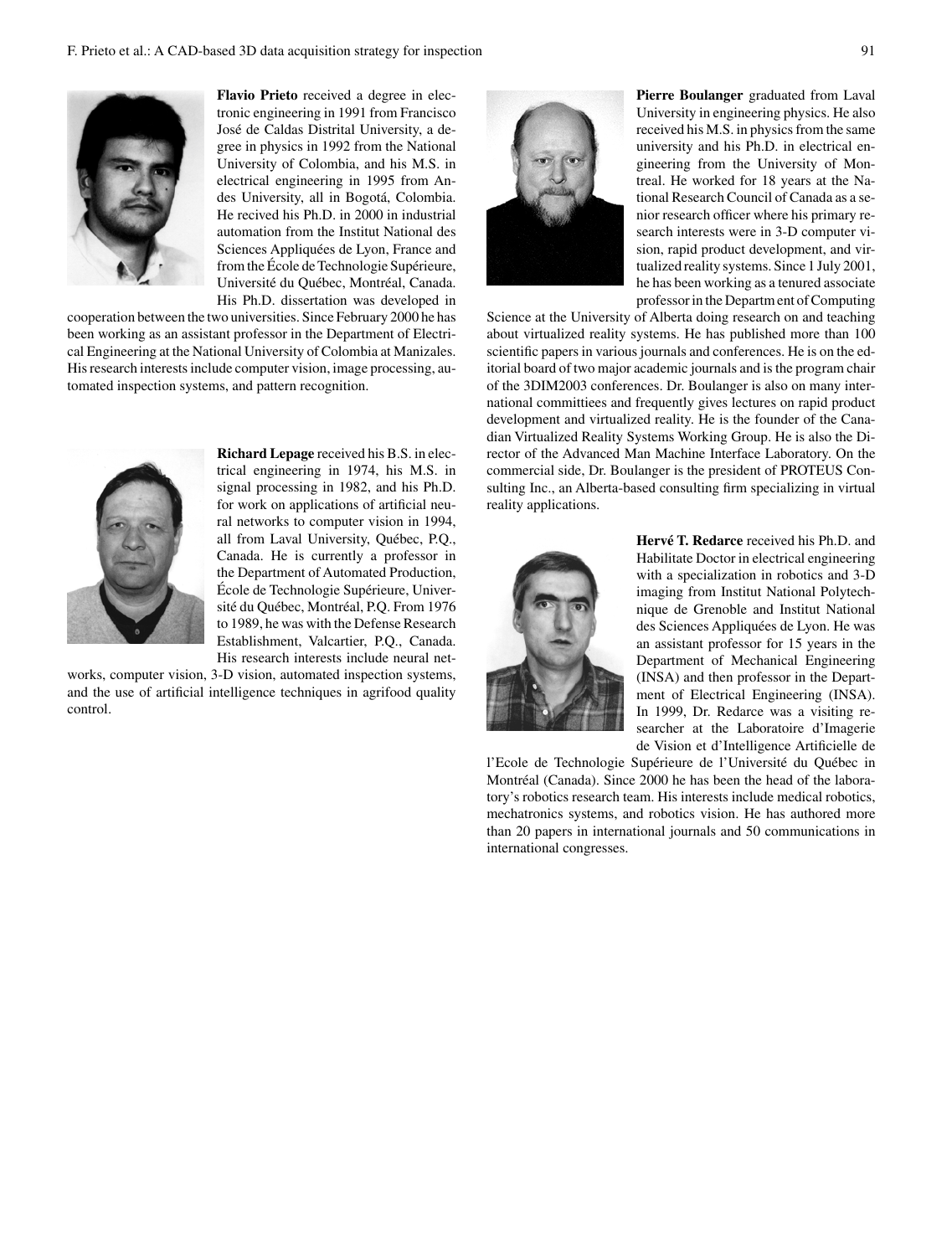**Flavio Prieto** received a degree in electronic engineering in 1991 from Francisco José de Caldas Distrital University, a degree in physics in 1992 from the National University of Colombia, and his M.S. in electrical engineering in 1995 from Andes University, all in Bogotá, Colombia. He recived his Ph.D. in 2000 in industrial automation from the Institut National des Sciences Appliquées de Lyon, France and from the École de Technologie Supérieure, Université du Québec, Montréal, Canada. His Ph.D. dissertation was developed in cooperation between the two universities. Since February 2000 he has been working as an assistant professor in the Department of Electrical Engineering at the National University of Colombia at Manizales. His research interests include computer vision, image processing, automated inspection systems, and pattern recognition.

**Richard Lepage** received his B.S. in electrical engineering in 1974, his M.S. in signal processing in 1982, and his Ph.D. for work on applications of artificial neural networks to computer vision in 1994, all from Laval University, Québec, P.Q., Canada. He is currently a professor in the Department of Automated Production, École de Technologie Supérieure, Université du Québec, Montréal, P.Q. From 1976 to 1989, he was with the Defense Research Establishment, Valcartier, P.Q., Canada. His research interests include neural networks, computer vision, 3-D vision, automated inspection systems, and the use of artificial intelligence techniques in agrifood quality control.

**Pierre Boulanger** graduated from Laval University in engineering physics. He also received his M.S. in physics from the same university and his Ph.D. in electrical engineering from the University of Montreal. He worked for 18 years at the National Research Council of Canada as a senior research officer where his primary research interests were in 3-D computer vision, rapid product development, and virtualized reality systems. Since 1 July 2001, he has been working as a tenured associate professor in the Department of Computing Science at the University of Alberta doing research on and teaching about virtualized reality systems. He has published more than 100 scientific papers in various journals and conferences. He is on the editorial board of two major academic journals and is the program chair of the 3DIM2003 conferences. Dr. Boulanger is also on many international committiees and frequently gives lectures on rapid product development and virtualized reality. He is the founder of the Canadian Virtualized Reality Systems Working Group. He is also the Director of the Advanced Man Machine Interface Laboratory. On the commercial side, Dr. Boulanger is the president of PROTEUS Consulting Inc., an Alberta-based consulting firm specializing in virtual reality applications.

**Hervé T. Redarce** received his Ph.D. and Habilitate Doctor in electrical engineering with a specialization in robotics and 3-D imaging from Institut National Polytechnique de Grenoble and Institut National des Sciences Appliquées de Lyon. He was an assistant professor for 15 years in the Department of Mechanical Engineering (INSA) and then professor in the Department of Electrical Engineering (INSA). In 1999, Dr. Redarce was a visiting researcher at the Laboratoire d'Imagerie de Vision et d'Intelligence Artificielle de l'Ecole de Technologie Supérieure de l'Université du Québec in Montréal (Canada). Since 2000 he has been the head of the laboratory's robotics research team. His interests include medical robotics, mechatronics systems, and robotics vision. He has authored more than 20 papers in international journals and 50 communications in international congresses.